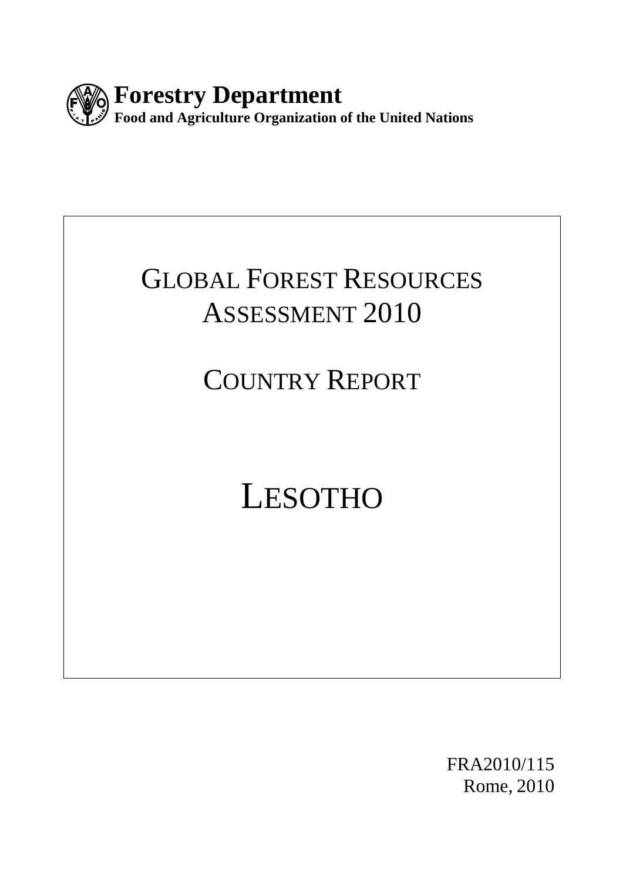**Forestry Department**
**Food and Agriculture Organization of the United Nations**

# GLOBAL FOREST RESOURCES ASSESSMENT 2010

## COUNTRY REPORT

# LESOTHO

FRA2010/115
Rome, 2010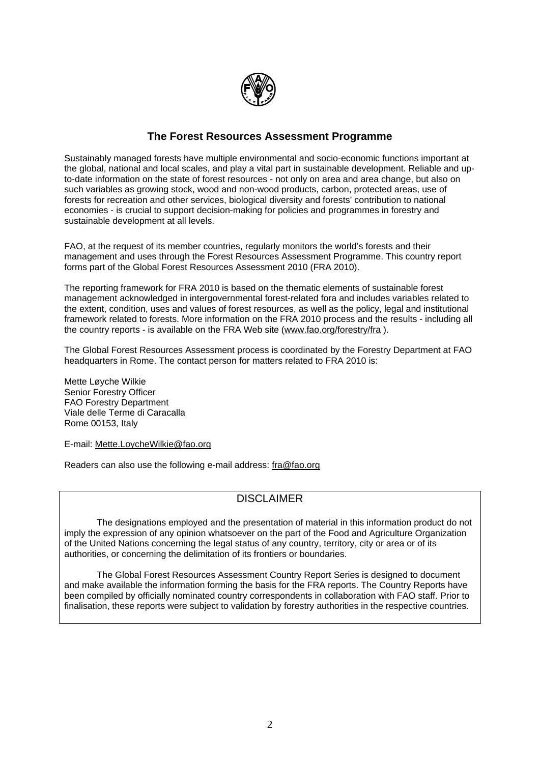## The Forest Resources Assessment Programme

Sustainably managed forests have multiple environmental and socio-economic functions important at the global, national and local scales, and play a vital part in sustainable development. Reliable and up-to-date information on the state of forest resources - not only on area and area change, but also on such variables as growing stock, wood and non-wood products, carbon, protected areas, use of forests for recreation and other services, biological diversity and forests' contribution to national economies - is crucial to support decision-making for policies and programmes in forestry and sustainable development at all levels.

FAO, at the request of its member countries, regularly monitors the world's forests and their management and uses through the Forest Resources Assessment Programme. This country report forms part of the Global Forest Resources Assessment 2010 (FRA 2010).

The reporting framework for FRA 2010 is based on the thematic elements of sustainable forest management acknowledged in intergovernmental forest-related fora and includes variables related to the extent, condition, uses and values of forest resources, as well as the policy, legal and institutional framework related to forests. More information on the FRA 2010 process and the results - including all the country reports - is available on the FRA Web site (www.fao.org/forestry/fra ).

The Global Forest Resources Assessment process is coordinated by the Forestry Department at FAO headquarters in Rome. The contact person for matters related to FRA 2010 is:

Mette Løyche Wilkie  
Senior Forestry Officer  
FAO Forestry Department  
Viale delle Terme di Caracalla  
Rome 00153, Italy

E-mail: Mette.LoycheWilkie@fao.org

Readers can also use the following e-mail address: fra@fao.org

### DISCLAIMER

The designations employed and the presentation of material in this information product do not imply the expression of any opinion whatsoever on the part of the Food and Agriculture Organization of the United Nations concerning the legal status of any country, territory, city or area or of its authorities, or concerning the delimitation of its frontiers or boundaries.

The Global Forest Resources Assessment Country Report Series is designed to document and make available the information forming the basis for the FRA reports. The Country Reports have been compiled by officially nominated country correspondents in collaboration with FAO staff. Prior to finalisation, these reports were subject to validation by forestry authorities in the respective countries.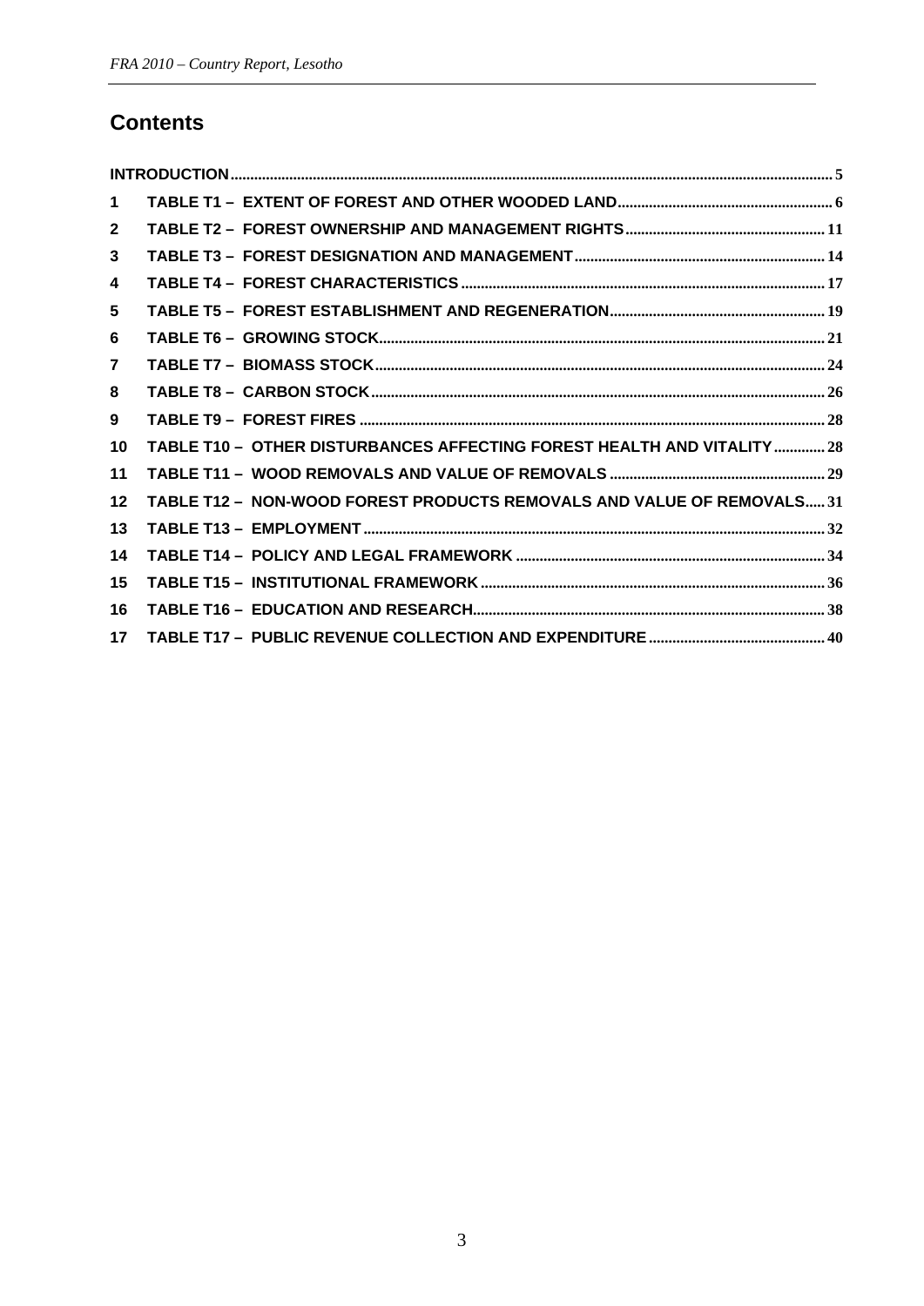## Contents

| | | |
|---|---|---|
| | INTRODUCTION | 5 |
| 1 | TABLE T1 – EXTENT OF FOREST AND OTHER WOODED LAND | 6 |
| 2 | TABLE T2 – FOREST OWNERSHIP AND MANAGEMENT RIGHTS | 11 |
| 3 | TABLE T3 – FOREST DESIGNATION AND MANAGEMENT | 14 |
| 4 | TABLE T4 – FOREST CHARACTERISTICS | 17 |
| 5 | TABLE T5 – FOREST ESTABLISHMENT AND REGENERATION | 19 |
| 6 | TABLE T6 – GROWING STOCK | 21 |
| 7 | TABLE T7 – BIOMASS STOCK | 24 |
| 8 | TABLE T8 – CARBON STOCK | 26 |
| 9 | TABLE T9 – FOREST FIRES | 28 |
| 10 | TABLE T10 – OTHER DISTURBANCES AFFECTING FOREST HEALTH AND VITALITY | 28 |
| 11 | TABLE T11 – WOOD REMOVALS AND VALUE OF REMOVALS | 29 |
| 12 | TABLE T12 – NON-WOOD FOREST PRODUCTS REMOVALS AND VALUE OF REMOVALS | 31 |
| 13 | TABLE T13 – EMPLOYMENT | 32 |
| 14 | TABLE T14 – POLICY AND LEGAL FRAMEWORK | 34 |
| 15 | TABLE T15 – INSTITUTIONAL FRAMEWORK | 36 |
| 16 | TABLE T16 – EDUCATION AND RESEARCH | 38 |
| 17 | TABLE T17 – PUBLIC REVENUE COLLECTION AND EXPENDITURE | 40 |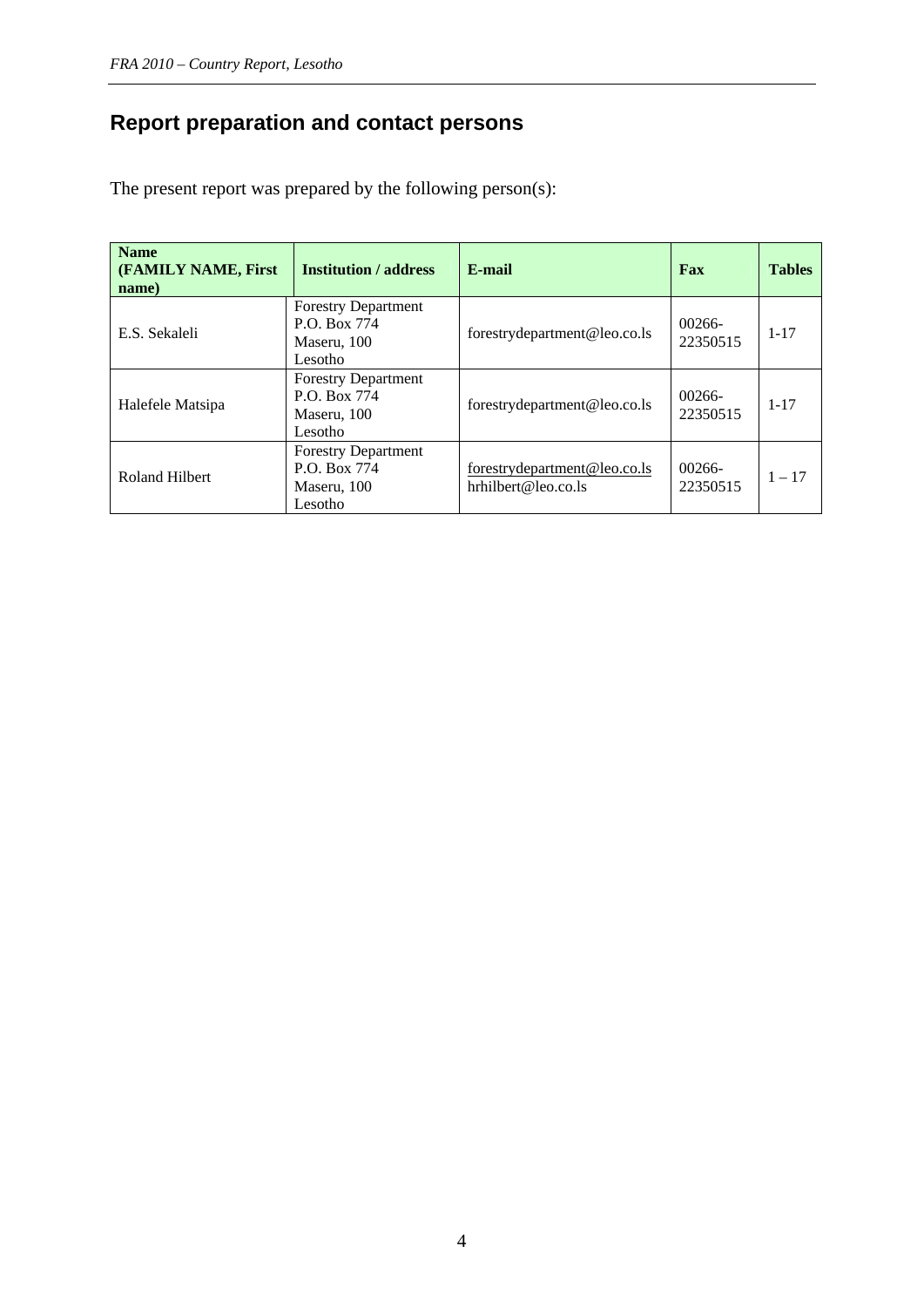## Report preparation and contact persons

The present report was prepared by the following person(s):

| Name (FAMILY NAME, First name) | Institution / address | E-mail | Fax | Tables |
|---|---|---|---|---|
| E.S. Sekaleli | Forestry Department P.O. Box 774 Maseru, 100 Lesotho | forestrydepartment@leo.co.ls | 00266-22350515 | 1-17 |
| Halefele Matsipa | Forestry Department P.O. Box 774 Maseru, 100 Lesotho | forestrydepartment@leo.co.ls | 00266-22350515 | 1-17 |
| Roland Hilbert | Forestry Department P.O. Box 774 Maseru, 100 Lesotho | forestrydepartment@leo.co.ls hrhilbert@leo.co.ls | 00266-22350515 | 1 – 17 |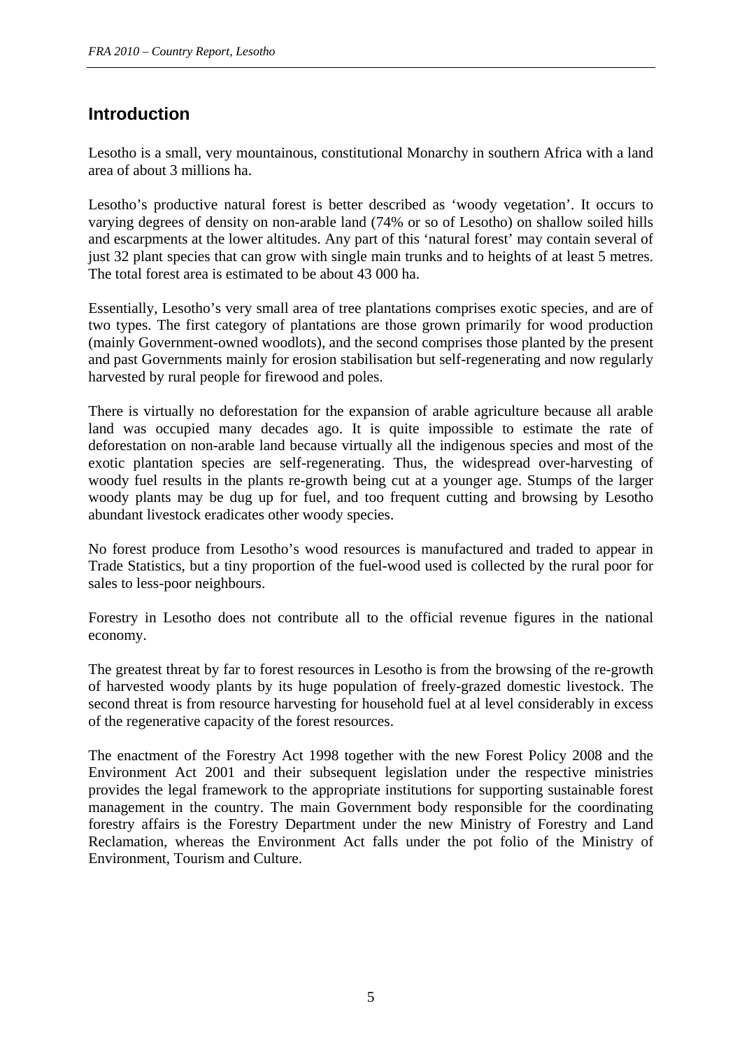## Introduction

Lesotho is a small, very mountainous, constitutional Monarchy in southern Africa with a land area of about 3 millions ha.

Lesotho's productive natural forest is better described as 'woody vegetation'. It occurs to varying degrees of density on non-arable land (74% or so of Lesotho) on shallow soiled hills and escarpments at the lower altitudes. Any part of this 'natural forest' may contain several of just 32 plant species that can grow with single main trunks and to heights of at least 5 metres. The total forest area is estimated to be about 43 000 ha.

Essentially, Lesotho's very small area of tree plantations comprises exotic species, and are of two types. The first category of plantations are those grown primarily for wood production (mainly Government-owned woodlots), and the second comprises those planted by the present and past Governments mainly for erosion stabilisation but self-regenerating and now regularly harvested by rural people for firewood and poles.

There is virtually no deforestation for the expansion of arable agriculture because all arable land was occupied many decades ago. It is quite impossible to estimate the rate of deforestation on non-arable land because virtually all the indigenous species and most of the exotic plantation species are self-regenerating. Thus, the widespread over-harvesting of woody fuel results in the plants re-growth being cut at a younger age. Stumps of the larger woody plants may be dug up for fuel, and too frequent cutting and browsing by Lesotho abundant livestock eradicates other woody species.

No forest produce from Lesotho's wood resources is manufactured and traded to appear in Trade Statistics, but a tiny proportion of the fuel-wood used is collected by the rural poor for sales to less-poor neighbours.

Forestry in Lesotho does not contribute all to the official revenue figures in the national economy.

The greatest threat by far to forest resources in Lesotho is from the browsing of the re-growth of harvested woody plants by its huge population of freely-grazed domestic livestock. The second threat is from resource harvesting for household fuel at al level considerably in excess of the regenerative capacity of the forest resources.

The enactment of the Forestry Act 1998 together with the new Forest Policy 2008 and the Environment Act 2001 and their subsequent legislation under the respective ministries provides the legal framework to the appropriate institutions for supporting sustainable forest management in the country. The main Government body responsible for the coordinating forestry affairs is the Forestry Department under the new Ministry of Forestry and Land Reclamation, whereas the Environment Act falls under the pot folio of the Ministry of Environment, Tourism and Culture.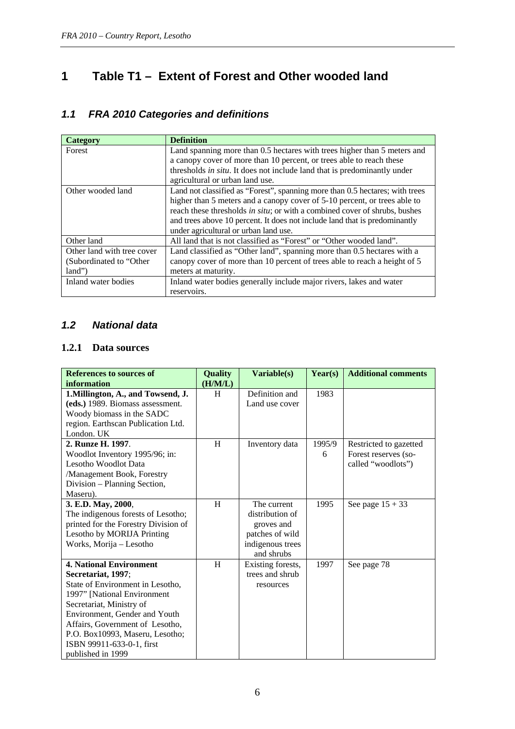# 1 Table T1 – Extent of Forest and Other wooded land

## 1.1 *FRA 2010 Categories and definitions*

| Category | Definition |
|---|---|
| Forest | Land spanning more than 0.5 hectares with trees higher than 5 meters and a canopy cover of more than 10 percent, or trees able to reach these thresholds *in situ*. It does not include land that is predominantly under agricultural or urban land use. |
| Other wooded land | Land not classified as "Forest", spanning more than 0.5 hectares; with trees higher than 5 meters and a canopy cover of 5-10 percent, or trees able to reach these thresholds *in situ*; or with a combined cover of shrubs, bushes and trees above 10 percent. It does not include land that is predominantly under agricultural or urban land use. |
| Other land | All land that is not classified as "Forest" or "Other wooded land". |
| Other land with tree cover (Subordinated to "Other land") | Land classified as "Other land", spanning more than 0.5 hectares with a canopy cover of more than 10 percent of trees able to reach a height of 5 meters at maturity. |
| Inland water bodies | Inland water bodies generally include major rivers, lakes and water reservoirs. |

## 1.2 *National data*

### 1.2.1 Data sources

| References to sources of information | Quality (H/M/L) | Variable(s) | Year(s) | Additional comments |
|---|---|---|---|---|
| **1.Millington, A., and Towsend, J. (eds.)** 1989. Biomass assessment. Woody biomass in the SADC region. Earthscan Publication Ltd. London. UK | H | Definition and Land use cover | 1983 | |
| **2. Runze H. 1997**. Woodlot Inventory 1995/96; in: Lesotho Woodlot Data /Management Book, Forestry Division – Planning Section, Maseru). | H | Inventory data | 1995/96 | Restricted to gazetted Forest reserves (so-called "woodlots") |
| **3. E.D. May, 2000**, The indigenous forests of Lesotho; printed for the Forestry Division of Lesotho by MORIJA Printing Works, Morija – Lesotho | H | The current distribution of groves and patches of wild indigenous trees and shrubs | 1995 | See page 15 + 33 |
| **4. National Environment Secretariat, 1997**; State of Environment in Lesotho, 1997" [National Environment Secretariat, Ministry of Environment, Gender and Youth Affairs, Government of Lesotho, P.O. Box10993, Maseru, Lesotho; ISBN 99911-633-0-1, first published in 1999 | H | Existing forests, trees and shrub resources | 1997 | See page 78 |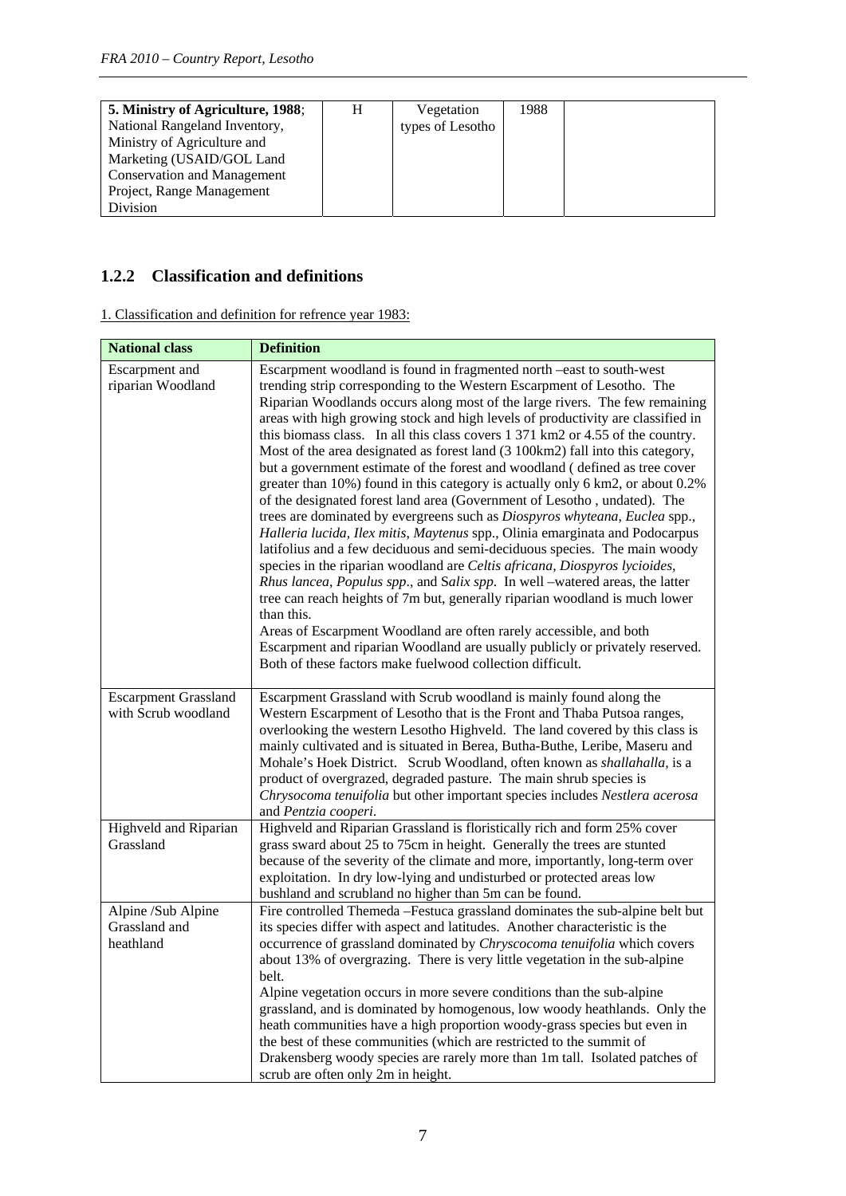| **5. Ministry of Agriculture, 1988**; National Rangeland Inventory, Ministry of Agriculture and Marketing (USAID/GOL Land Conservation and Management Project, Range Management Division | H | Vegetation types of Lesotho | 1988 | |
|---|---|---|---|---|

## 1.2.2 Classification and definitions

1. Classification and definition for refrence year 1983:

| **National class** | **Definition** |
|---|---|
| Escarpment and riparian Woodland | Escarpment woodland is found in fragmented north –east to south-west trending strip corresponding to the Western Escarpment of Lesotho. The Riparian Woodlands occurs along most of the large rivers. The few remaining areas with high growing stock and high levels of productivity are classified in this biomass class. In all this class covers 1 371 km2 or 4.55 of the country. Most of the area designated as forest land (3 100km2) fall into this category, but a government estimate of the forest and woodland ( defined as tree cover greater than 10%) found in this category is actually only 6 km2, or about 0.2% of the designated forest land area (Government of Lesotho , undated). The trees are dominated by evergreens such as *Diospyros whyteana*, *Euclea* spp., *Halleria lucida*, *Ilex mitis*, *Maytenus* spp., Olinia emarginata and Podocarpus latifoliu*s* and a few deciduous and semi-deciduous species. The main woody species in the riparian woodland are *Celtis africana*, *Diospyros lycioides*, *Rhus lancea*, *Populus spp*., and S*alix spp.* In well –watered areas, the latter tree can reach heights of 7m but, generally riparian woodland is much lower than this.<br>Areas of Escarpment Woodland are often rarely accessible, and both Escarpment and riparian Woodland are usually publicly or privately reserved. Both of these factors make fuelwood collection difficult. |
| Escarpment Grassland with Scrub woodland | Escarpment Grassland with Scrub woodland is mainly found along the Western Escarpment of Lesotho that is the Front and Thaba Putsoa ranges, overlooking the western Lesotho Highveld. The land covered by this class is mainly cultivated and is situated in Berea, Butha-Buthe, Leribe, Maseru and Mohale's Hoek District. Scrub Woodland, often known as *shallahalla,* is a product of overgrazed, degraded pasture. The main shrub species is *Chrysocoma tenuifolia* but other important species includes *Nestlera acerosa* and *Pentzia cooperi*. |
| Highveld and Riparian Grassland | Highveld and Riparian Grassland is floristically rich and form 25% cover grass sward about 25 to 75cm in height. Generally the trees are stunted because of the severity of the climate and more, importantly, long-term over exploitation. In dry low-lying and undisturbed or protected areas low bushland and scrubland no higher than 5m can be found. |
| Alpine /Sub Alpine Grassland and heathland | Fire controlled Themeda –Festuca grassland dominates the sub-alpine belt but its species differ with aspect and latitudes. Another characteristic is the occurrence of grassland dominated by *Chryscocoma tenuifolia* which covers about 13% of overgrazing. There is very little vegetation in the sub-alpine belt.<br>Alpine vegetation occurs in more severe conditions than the sub-alpine grassland, and is dominated by homogenous, low woody heathlands. Only the heath communities have a high proportion woody-grass species but even in the best of these communities (which are restricted to the summit of Drakensberg woody species are rarely more than 1m tall. Isolated patches of scrub are often only 2m in height. |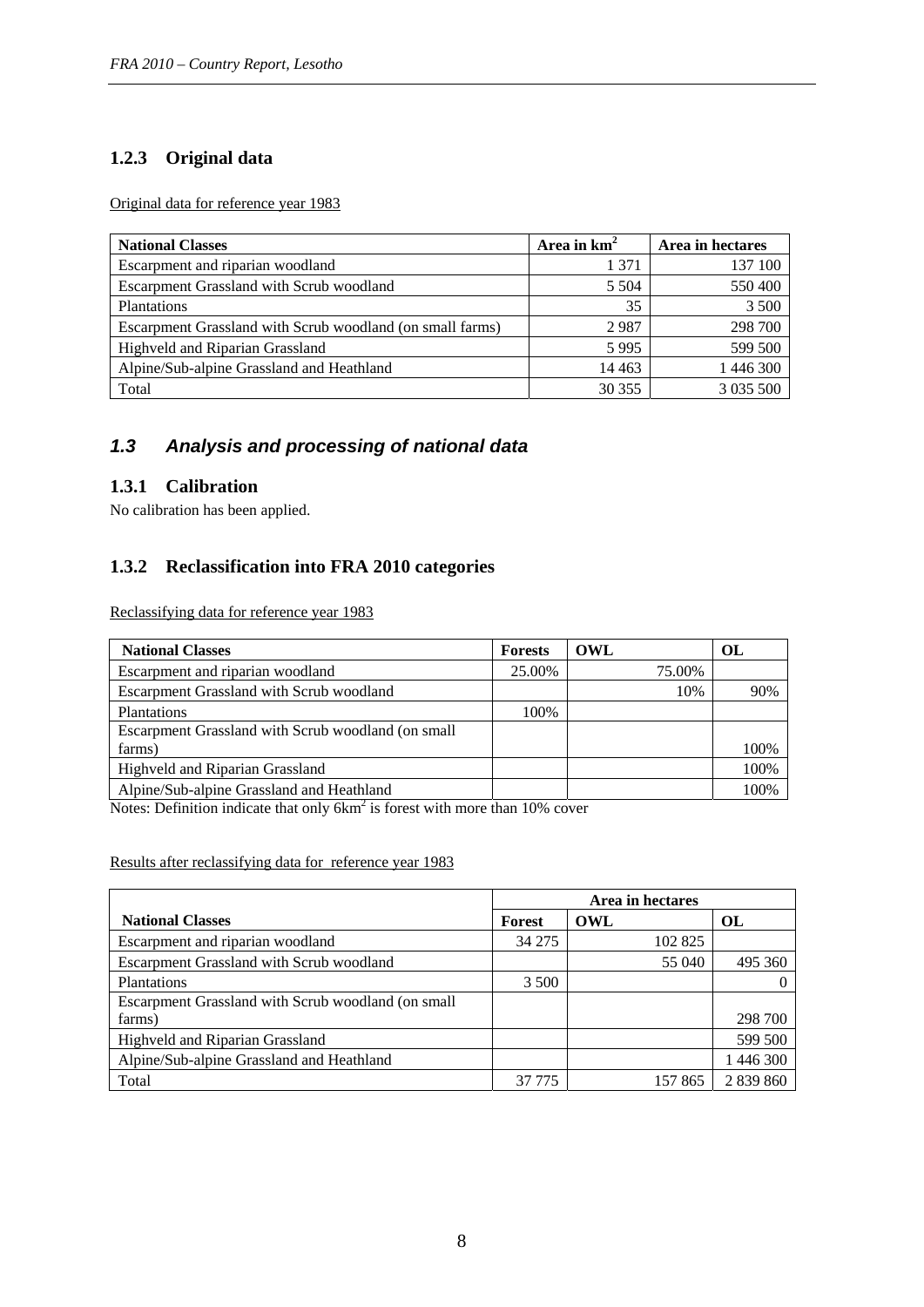### 1.2.3 Original data

Original data for reference year 1983

| National Classes | Area in $km^2$ | Area in hectares |
| --- | --- | --- |
| Escarpment and riparian woodland | 1 371 | 137 100 |
| Escarpment Grassland with Scrub woodland | 5 504 | 550 400 |
| Plantations | 35 | 3 500 |
| Escarpment Grassland with Scrub woodland (on small farms) | 2 987 | 298 700 |
| Highveld and Riparian Grassland | 5 995 | 599 500 |
| Alpine/Sub-alpine Grassland and Heathland | 14 463 | 1 446 300 |
| Total | 30 355 | 3 035 500 |

## *1.3 Analysis and processing of national data*

### 1.3.1 Calibration

No calibration has been applied.

### 1.3.2 Reclassification into FRA 2010 categories

Reclassifying data for reference year 1983

| National Classes | Forests | OWL | OL |
| --- | --- | --- | --- |
| Escarpment and riparian woodland | 25.00% | 75.00% | |
| Escarpment Grassland with Scrub woodland | | 10% | 90% |
| Plantations | 100% | | |
| Escarpment Grassland with Scrub woodland (on small farms) | | | 100% |
| Highveld and Riparian Grassland | | | 100% |
| Alpine/Sub-alpine Grassland and Heathland | | | 100% |

Notes: Definition indicate that only $6km^2$ is forest with more than 10% cover

Results after reclassifying data for reference year 1983

| | Area in hectares | | |
| --- | --- | --- | --- |
| **National Classes** | **Forest** | **OWL** | **OL** |
| Escarpment and riparian woodland | 34 275 | 102 825 | |
| Escarpment Grassland with Scrub woodland | | 55 040 | 495 360 |
| Plantations | 3 500 | | 0 |
| Escarpment Grassland with Scrub woodland (on small farms) | | | 298 700 |
| Highveld and Riparian Grassland | | | 599 500 |
| Alpine/Sub-alpine Grassland and Heathland | | | 1 446 300 |
| Total | 37 775 | 157 865 | 2 839 860 |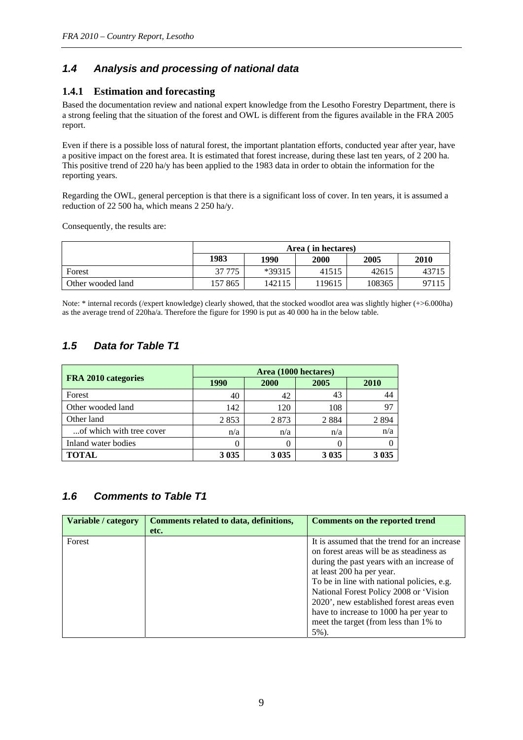## *1.4 Analysis and processing of national data*

### 1.4.1 Estimation and forecasting

Based the documentation review and national expert knowledge from the Lesotho Forestry Department, there is a strong feeling that the situation of the forest and OWL is different from the figures available in the FRA 2005 report.

Even if there is a possible loss of natural forest, the important plantation efforts, conducted year after year, have a positive impact on the forest area. It is estimated that forest increase, during these last ten years, of 2 200 ha. This positive trend of 220 ha/y has been applied to the 1983 data in order to obtain the information for the reporting years.

Regarding the OWL, general perception is that there is a significant loss of cover. In ten years, it is assumed a reduction of 22 500 ha, which means 2 250 ha/y.

Consequently, the results are:

| | Area ( in hectares) | | | | |
|---|---|---|---|---|---|
| | 1983 | 1990 | 2000 | 2005 | 2010 |
| Forest | 37 775 | *39315 | 41515 | 42615 | 43715 |
| Other wooded land | 157 865 | 142115 | 119615 | 108365 | 97115 |

Note: * internal records (/expert knowledge) clearly showed, that the stocked woodlot area was slightly higher (+>6.000ha) as the average trend of 220ha/a. Therefore the figure for 1990 is put as 40 000 ha in the below table.

## *1.5 Data for Table T1*

| FRA 2010 categories | Area (1000 hectares) | | | |
|---|---|---|---|---|
| | 1990 | 2000 | 2005 | 2010 |
| Forest | 40 | 42 | 43 | 44 |
| Other wooded land | 142 | 120 | 108 | 97 |
| Other land | 2 853 | 2 873 | 2 884 | 2 894 |
| ...of which with tree cover | n/a | n/a | n/a | n/a |
| Inland water bodies | 0 | 0 | 0 | 0 |
| **TOTAL** | **3 035** | **3 035** | **3 035** | **3 035** |

## *1.6 Comments to Table T1*

| Variable / category | Comments related to data, definitions, etc. | Comments on the reported trend |
|---|---|---|
| Forest | | It is assumed that the trend for an increase on forest areas will be as steadiness as during the past years with an increase of at least 200 ha per year.<br>To be in line with national policies, e.g. National Forest Policy 2008 or 'Vision 2020', new established forest areas even have to increase to 1000 ha per year to meet the target (from less than 1% to 5%). |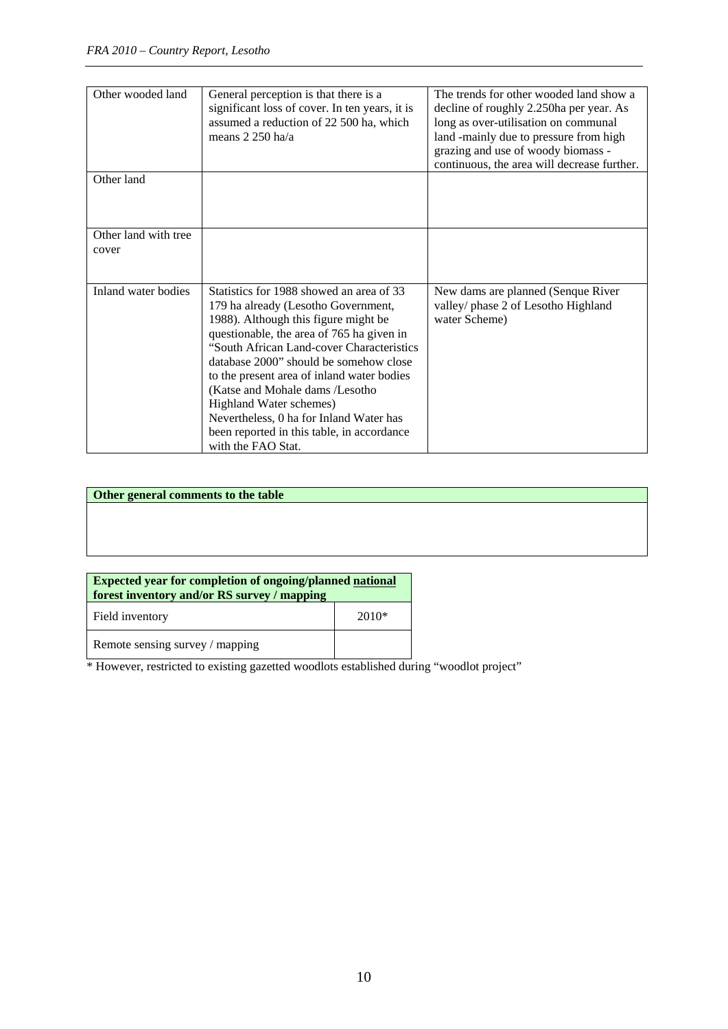| | | |
|---|---|---|
| Other wooded land | General perception is that there is a significant loss of cover. In ten years, it is assumed a reduction of 22 500 ha, which means 2 250 ha/a | The trends for other wooded land show a decline of roughly 2.250ha per year. As long as over-utilisation on communal land -mainly due to pressure from high grazing and use of woody biomass - continuous, the area will decrease further. |
| Other land | | |
| Other land with tree cover | | |
| Inland water bodies | Statistics for 1988 showed an area of 33 179 ha already (Lesotho Government, 1988). Although this figure might be questionable, the area of 765 ha given in "South African Land-cover Characteristics database 2000" should be somehow close to the present area of inland water bodies (Katse and Mohale dams /Lesotho Highland Water schemes) Nevertheless, 0 ha for Inland Water has been reported in this table, in accordance with the FAO Stat. | New dams are planned (Senque River valley/ phase 2 of Lesotho Highland water Scheme) |

| **Other general comments to the table** |
|---|
| |

| **Expected year for completion of ongoing/planned national forest inventory and/or RS survey / mapping** | |
|---|---|
| Field inventory | 2010* |
| Remote sensing survey / mapping | |

* However, restricted to existing gazetted woodlots established during "woodlot project"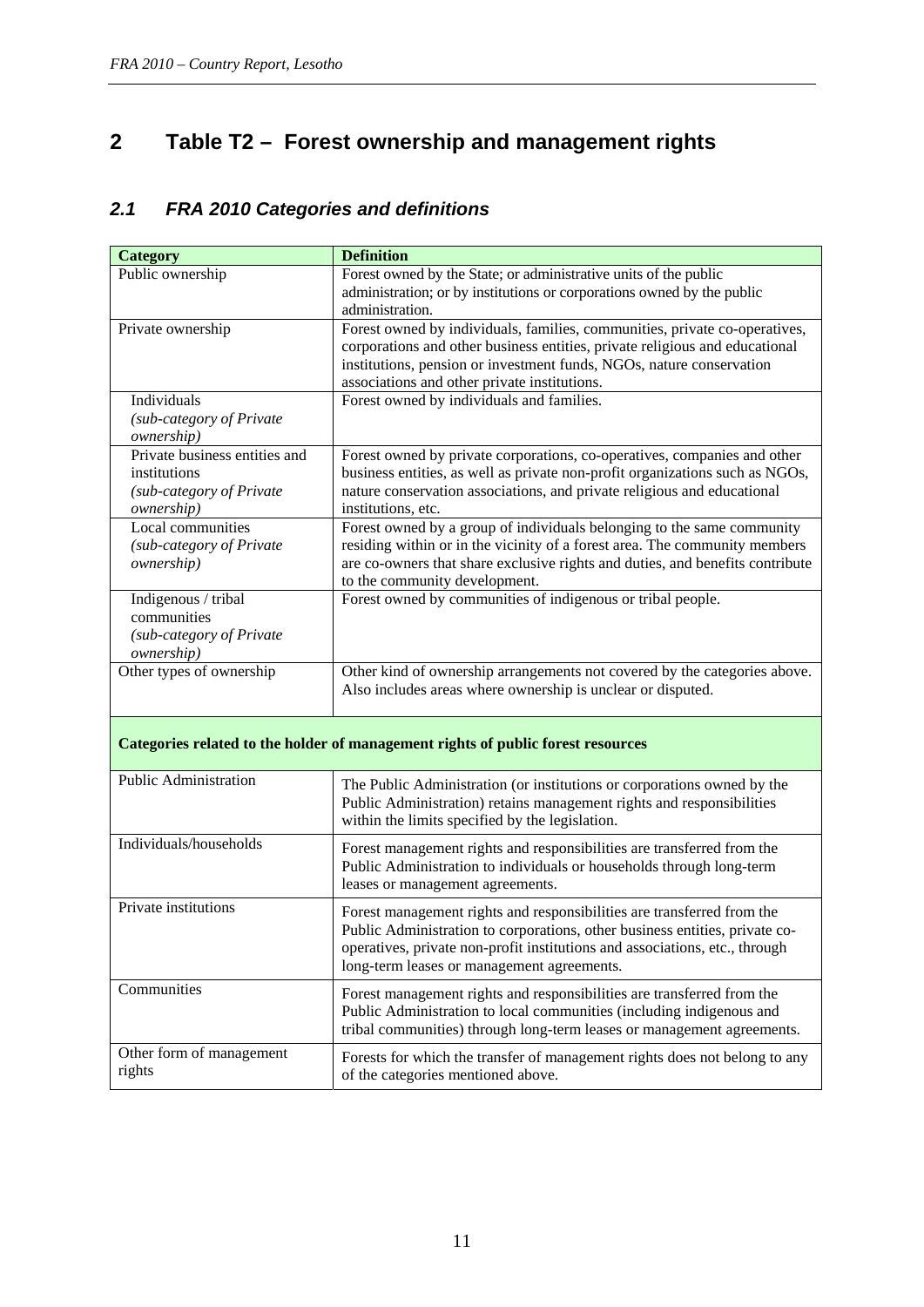# 2 Table T2 – Forest ownership and management rights

## *2.1 FRA 2010 Categories and definitions*

| **Category** | **Definition** |
|---|---|
| Public ownership | Forest owned by the State; or administrative units of the public administration; or by institutions or corporations owned by the public administration. |
| Private ownership | Forest owned by individuals, families, communities, private co-operatives, corporations and other business entities, private religious and educational institutions, pension or investment funds, NGOs, nature conservation associations and other private institutions. |
| Individuals *(sub-category of Private ownership)* | Forest owned by individuals and families. |
| Private business entities and institutions *(sub-category of Private ownership)* | Forest owned by private corporations, co-operatives, companies and other business entities, as well as private non-profit organizations such as NGOs, nature conservation associations, and private religious and educational institutions, etc. |
| Local communities *(sub-category of Private ownership)* | Forest owned by a group of individuals belonging to the same community residing within or in the vicinity of a forest area. The community members are co-owners that share exclusive rights and duties, and benefits contribute to the community development. |
| Indigenous / tribal communities *(sub-category of Private ownership)* | Forest owned by communities of indigenous or tribal people. |
| Other types of ownership | Other kind of ownership arrangements not covered by the categories above. Also includes areas where ownership is unclear or disputed. |
| **Categories related to the holder of management rights of public forest resources** | |
| Public Administration | The Public Administration (or institutions or corporations owned by the Public Administration) retains management rights and responsibilities within the limits specified by the legislation. |
| Individuals/households | Forest management rights and responsibilities are transferred from the Public Administration to individuals or households through long-term leases or management agreements. |
| Private institutions | Forest management rights and responsibilities are transferred from the Public Administration to corporations, other business entities, private co-operatives, private non-profit institutions and associations, etc., through long-term leases or management agreements. |
| Communities | Forest management rights and responsibilities are transferred from the Public Administration to local communities (including indigenous and tribal communities) through long-term leases or management agreements. |
| Other form of management rights | Forests for which the transfer of management rights does not belong to any of the categories mentioned above. |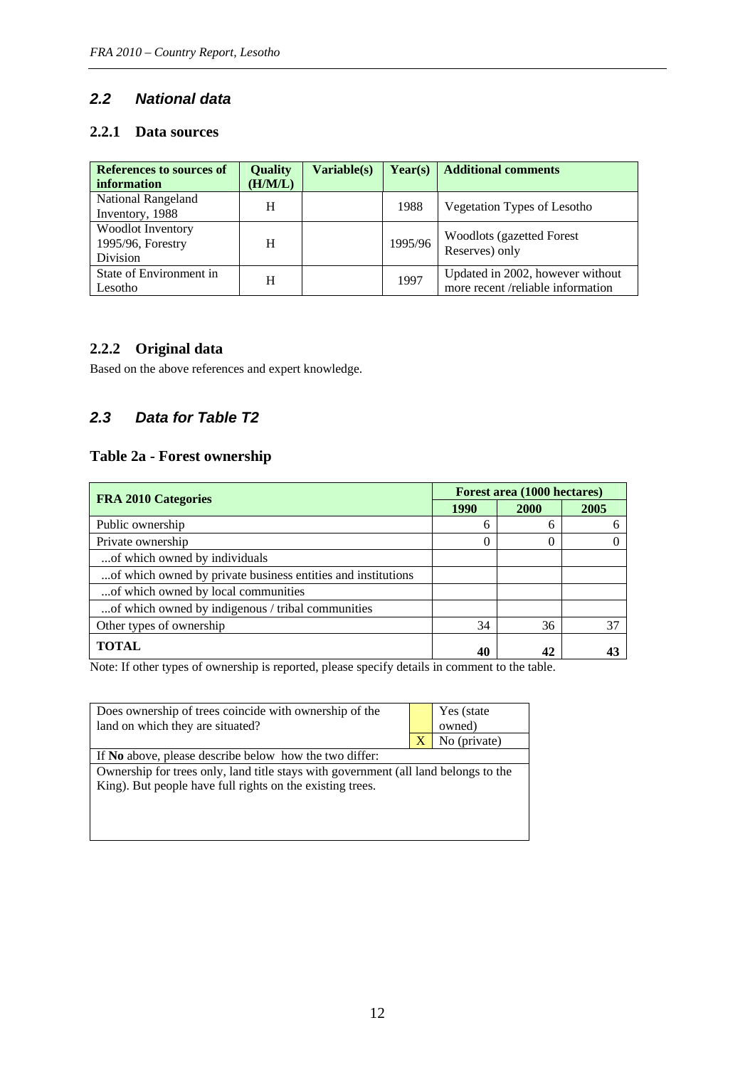## *2.2 National data*

### 2.2.1 Data sources

| References to sources of information | Quality (H/M/L) | Variable(s) | Year(s) | Additional comments |
|---|---|---|---|---|
| National Rangeland Inventory, 1988 | H | | 1988 | Vegetation Types of Lesotho |
| Woodlot Inventory 1995/96, Forestry Division | H | | 1995/96 | Woodlots (gazetted Forest Reserves) only |
| State of Environment in Lesotho | H | | 1997 | Updated in 2002, however without more recent /reliable information |

### 2.2.2 Original data

Based on the above references and expert knowledge.

## *2.3 Data for Table T2*

### Table 2a - Forest ownership

| FRA 2010 Categories | Forest area (1000 hectares) | | |
|---|---|---|---|
| | **1990** | **2000** | **2005** |
| Public ownership | 6 | 6 | 6 |
| Private ownership | 0 | 0 | 0 |
| ...of which owned by individuals | | | |
| ...of which owned by private business entities and institutions | | | |
| ...of which owned by local communities | | | |
| ...of which owned by indigenous / tribal communities | | | |
| Other types of ownership | 34 | 36 | 37 |
| **TOTAL** | **40** | **42** | **43** |

Note: If other types of ownership is reported, please specify details in comment to the table.

| Does ownership of trees coincide with ownership of the land on which they are situated? | | Yes (state owned) |
|---|---|---|
| | X | No (private) |
| If **No** above, please describe below how the two differ: | | |
| Ownership for trees only, land title stays with government (all land belongs to the King). But people have full rights on the existing trees. | | |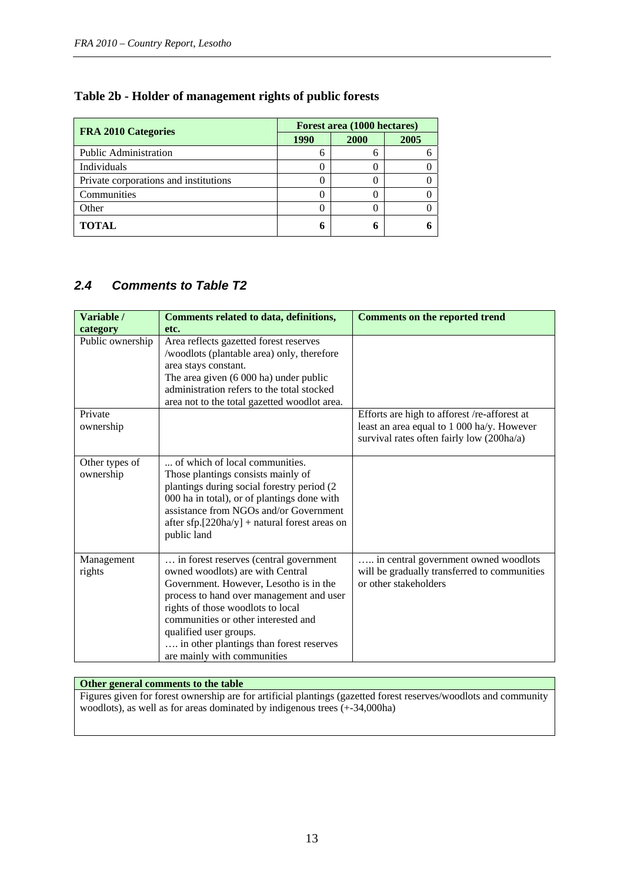### Table 2b - Holder of management rights of public forests

| FRA 2010 Categories | Forest area (1000 hectares) | | |
|---|---|---|---|
| | 1990 | 2000 | 2005 |
| Public Administration | 6 | 6 | 6 |
| Individuals | 0 | 0 | 0 |
| Private corporations and institutions | 0 | 0 | 0 |
| Communities | 0 | 0 | 0 |
| Other | 0 | 0 | 0 |
| **TOTAL** | **6** | **6** | **6** |

## *2.4 Comments to Table T2*

| Variable / category | Comments related to data, definitions, etc. | Comments on the reported trend |
|---|---|---|
| Public ownership | Area reflects gazetted forest reserves /woodlots (plantable area) only, therefore area stays constant.<br>The area given (6 000 ha) under public administration refers to the total stocked area not to the total gazetted woodlot area. | |
| Private ownership | | Efforts are high to afforest /re-afforest at least an area equal to 1 000 ha/y. However survival rates often fairly low (200ha/a) |
| Other types of ownership | ... of which of local communities.<br>Those plantings consists mainly of plantings during social forestry period (2 000 ha in total), or of plantings done with assistance from NGOs and/or Government after sfp.[220ha/y] + natural forest areas on public land | |
| Management rights | … in forest reserves (central government owned woodlots) are with Central Government. However, Lesotho is in the process to hand over management and user rights of those woodlots to local communities or other interested and qualified user groups.<br>…. in other plantings than forest reserves are mainly with communities | ….. in central government owned woodlots will be gradually transferred to communities or other stakeholders |

| Other general comments to the table |
|---|
| Figures given for forest ownership are for artificial plantings (gazetted forest reserves/woodlots and community woodlots), as well as for areas dominated by indigenous trees (+-34,000ha) |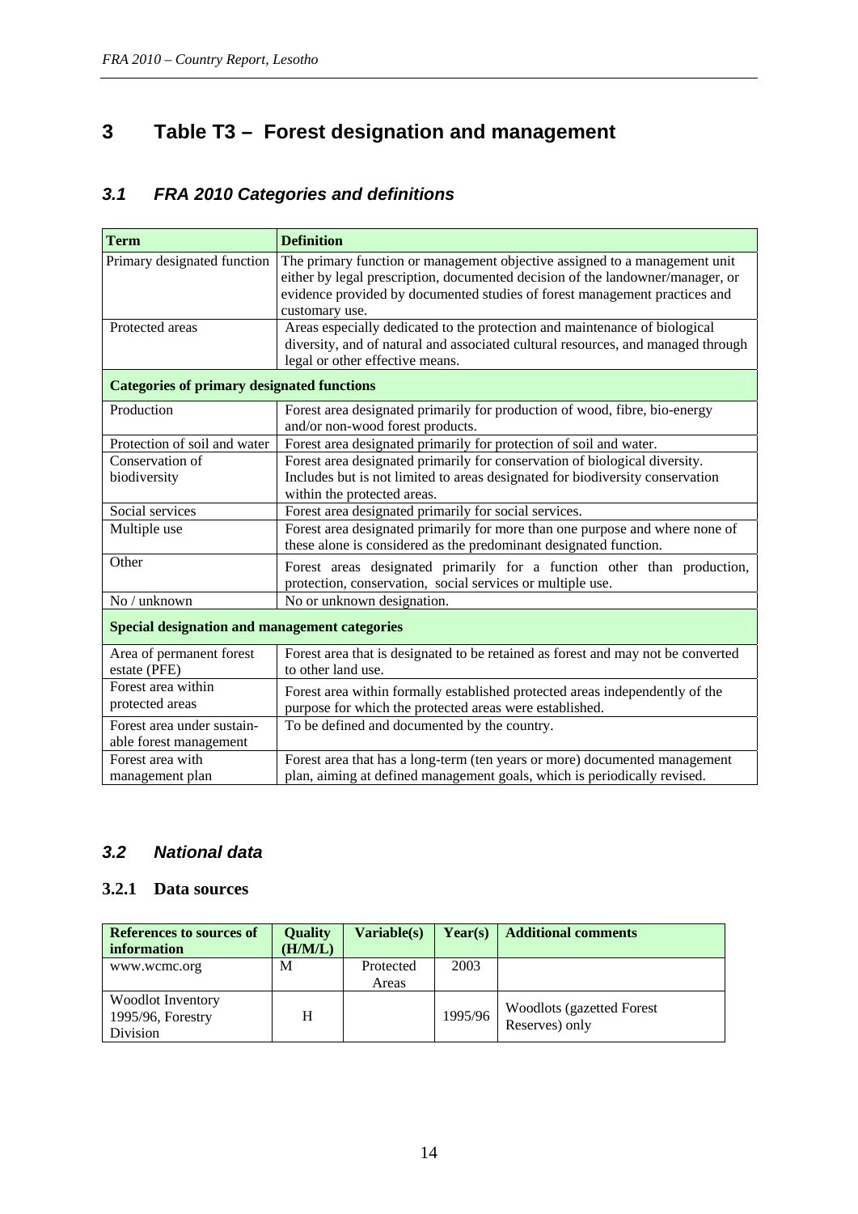# 3 Table T3 – Forest designation and management

## 3.1 FRA 2010 Categories and definitions

| Term | Definition |
|---|---|
| Primary designated function | The primary function or management objective assigned to a management unit either by legal prescription, documented decision of the landowner/manager, or evidence provided by documented studies of forest management practices and customary use. |
| Protected areas | Areas especially dedicated to the protection and maintenance of biological diversity, and of natural and associated cultural resources, and managed through legal or other effective means. |
| **Categories of primary designated functions** | |
| Production | Forest area designated primarily for production of wood, fibre, bio-energy and/or non-wood forest products. |
| Protection of soil and water | Forest area designated primarily for protection of soil and water. |
| Conservation of biodiversity | Forest area designated primarily for conservation of biological diversity. Includes but is not limited to areas designated for biodiversity conservation within the protected areas. |
| Social services | Forest area designated primarily for social services. |
| Multiple use | Forest area designated primarily for more than one purpose and where none of these alone is considered as the predominant designated function. |
| Other | Forest areas designated primarily for a function other than production, protection, conservation, social services or multiple use. |
| No / unknown | No or unknown designation. |
| **Special designation and management categories** | |
| Area of permanent forest estate (PFE) | Forest area that is designated to be retained as forest and may not be converted to other land use. |
| Forest area within protected areas | Forest area within formally established protected areas independently of the purpose for which the protected areas were established. |
| Forest area under sustain-able forest management | To be defined and documented by the country. |
| Forest area with management plan | Forest area that has a long-term (ten years or more) documented management plan, aiming at defined management goals, which is periodically revised. |

## 3.2 National data

### 3.2.1 Data sources

| References to sources of information | Quality (H/M/L) | Variable(s) | Year(s) | Additional comments |
|---|---|---|---|---|
| www.wcmc.org | M | Protected Areas | 2003 | |
| Woodlot Inventory 1995/96, Forestry Division | H | | 1995/96 | Woodlots (gazetted Forest Reserves) only |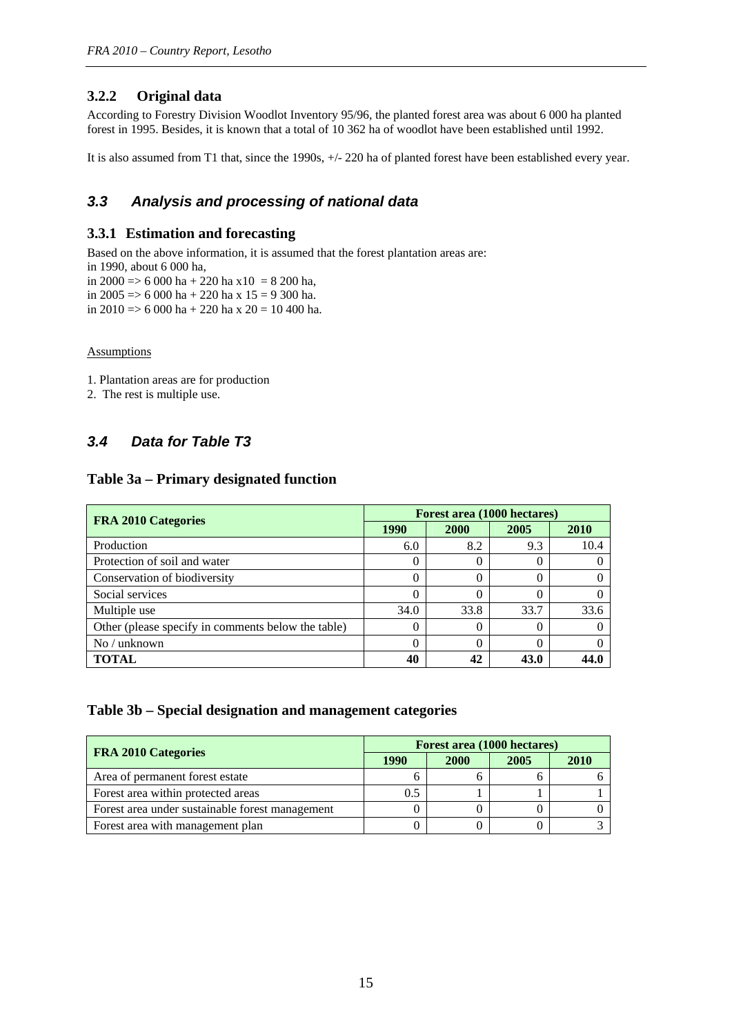### 3.2.2 Original data

According to Forestry Division Woodlot Inventory 95/96, the planted forest area was about 6 000 ha planted forest in 1995. Besides, it is known that a total of 10 362 ha of woodlot have been established until 1992.

It is also assumed from T1 that, since the 1990s, +/- 220 ha of planted forest have been established every year.

## *3.3 Analysis and processing of national data*

### 3.3.1 Estimation and forecasting

Based on the above information, it is assumed that the forest plantation areas are:
in 1990, about 6 000 ha,
in 2000 => 6 000 ha + 220 ha x10 = 8 200 ha,
in 2005 => 6 000 ha + 220 ha x 15 = 9 300 ha.
in 2010 => 6 000 ha + 220 ha x 20 = 10 400 ha.

Assumptions

1. Plantation areas are for production
2. The rest is multiple use.

## *3.4 Data for Table T3*

### Table 3a – Primary designated function

| FRA 2010 Categories | Forest area (1000 hectares) | | | |
|---|---|---|---|---|
| | 1990 | 2000 | 2005 | 2010 |
| Production | 6.0 | 8.2 | 9.3 | 10.4 |
| Protection of soil and water | 0 | 0 | 0 | 0 |
| Conservation of biodiversity | 0 | 0 | 0 | 0 |
| Social services | 0 | 0 | 0 | 0 |
| Multiple use | 34.0 | 33.8 | 33.7 | 33.6 |
| Other (please specify in comments below the table) | 0 | 0 | 0 | 0 |
| No / unknown | 0 | 0 | 0 | 0 |
| **TOTAL** | **40** | **42** | **43.0** | **44.0** |

### Table 3b – Special designation and management categories

| FRA 2010 Categories | Forest area (1000 hectares) | | | |
|---|---|---|---|---|
| | 1990 | 2000 | 2005 | 2010 |
| Area of permanent forest estate | 6 | 6 | 6 | 6 |
| Forest area within protected areas | 0.5 | 1 | 1 | 1 |
| Forest area under sustainable forest management | 0 | 0 | 0 | 0 |
| Forest area with management plan | 0 | 0 | 0 | 3 |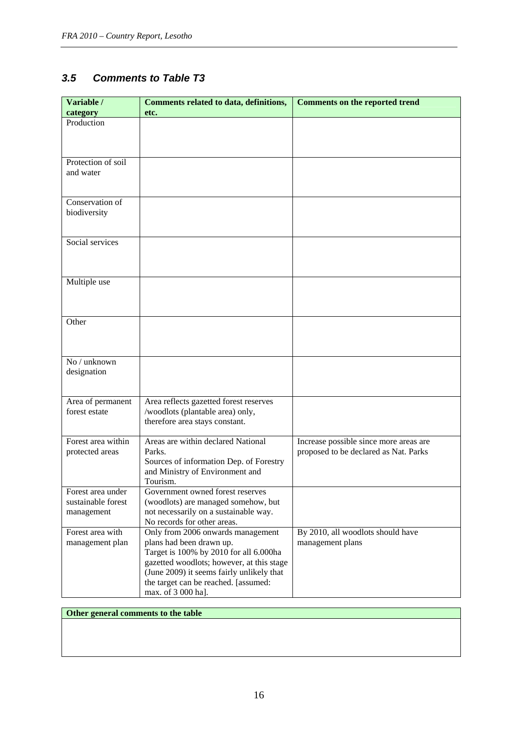## 3.5 Comments to Table T3

| Variable / category | Comments related to data, definitions, etc. | Comments on the reported trend |
| --- | --- | --- |
| Production | | |
| Protection of soil and water | | |
| Conservation of biodiversity | | |
| Social services | | |
| Multiple use | | |
| Other | | |
| No / unknown designation | | |
| Area of permanent forest estate | Area reflects gazetted forest reserves /woodlots (plantable area) only, therefore area stays constant. | |
| Forest area within protected areas | Areas are within declared National Parks. Sources of information Dep. of Forestry and Ministry of Environment and Tourism. | Increase possible since more areas are proposed to be declared as Nat. Parks |
| Forest area under sustainable forest management | Government owned forest reserves (woodlots) are managed somehow, but not necessarily on a sustainable way. No records for other areas. | |
| Forest area with management plan | Only from 2006 onwards management plans had been drawn up. Target is 100% by 2010 for all 6.000ha gazetted woodlots; however, at this stage (June 2009) it seems fairly unlikely that the target can be reached. [assumed: max. of 3 000 ha]. | By 2010, all woodlots should have management plans |

| Other general comments to the table |
| --- |
| |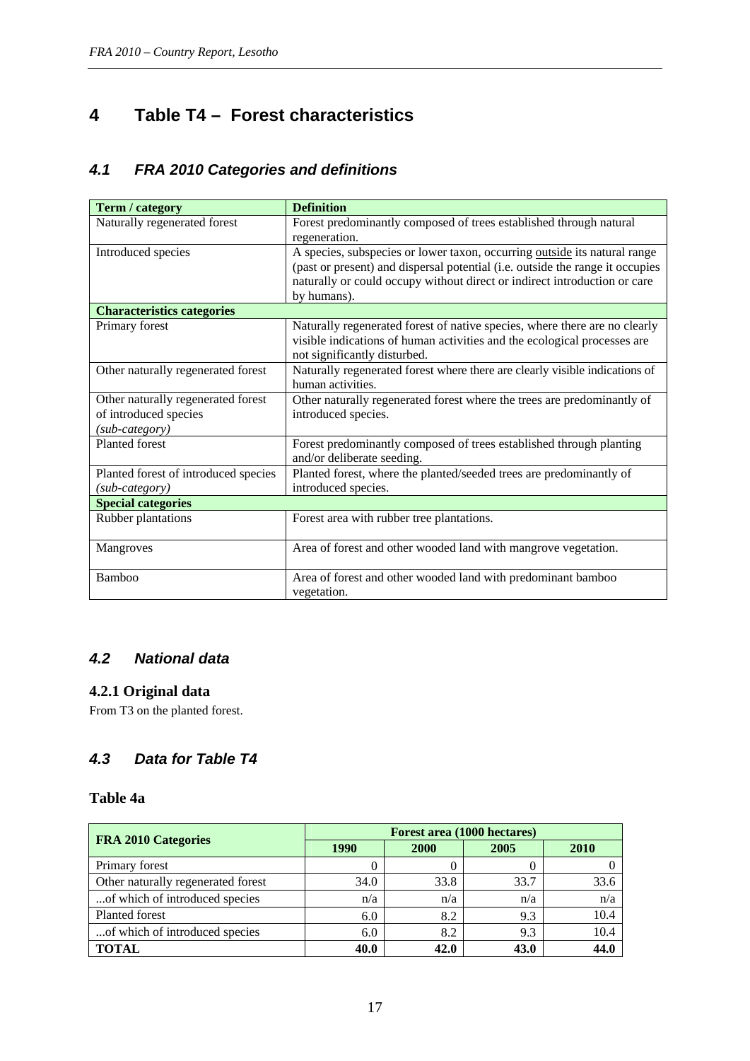# 4 Table T4 – Forest characteristics

## 4.1 *FRA 2010 Categories and definitions*

| Term / category | Definition |
|---|---|
| Naturally regenerated forest | Forest predominantly composed of trees established through natural regeneration. |
| Introduced species | A species, subspecies or lower taxon, occurring outside its natural range (past or present) and dispersal potential (i.e. outside the range it occupies naturally or could occupy without direct or indirect introduction or care by humans). |
| **Characteristics categories** | |
| Primary forest | Naturally regenerated forest of native species, where there are no clearly visible indications of human activities and the ecological processes are not significantly disturbed. |
| Other naturally regenerated forest | Naturally regenerated forest where there are clearly visible indications of human activities. |
| Other naturally regenerated forest of introduced species *(sub-category)* | Other naturally regenerated forest where the trees are predominantly of introduced species. |
| Planted forest | Forest predominantly composed of trees established through planting and/or deliberate seeding. |
| Planted forest of introduced species *(sub-category)* | Planted forest, where the planted/seeded trees are predominantly of introduced species. |
| **Special categories** | |
| Rubber plantations | Forest area with rubber tree plantations. |
| Mangroves | Area of forest and other wooded land with mangrove vegetation. |
| Bamboo | Area of forest and other wooded land with predominant bamboo vegetation. |

## 4.2 *National data*

### 4.2.1 Original data

From T3 on the planted forest.

## 4.3 *Data for Table T4*

### Table 4a

| FRA 2010 Categories | Forest area (1000 hectares) | | | |
|---|---|---|---|---|
| | 1990 | 2000 | 2005 | 2010 |
| Primary forest | 0 | 0 | 0 | 0 |
| Other naturally regenerated forest | 34.0 | 33.8 | 33.7 | 33.6 |
| ...of which of introduced species | n/a | n/a | n/a | n/a |
| Planted forest | 6.0 | 8.2 | 9.3 | 10.4 |
| ...of which of introduced species | 6.0 | 8.2 | 9.3 | 10.4 |
| **TOTAL** | **40.0** | **42.0** | **43.0** | **44.0** |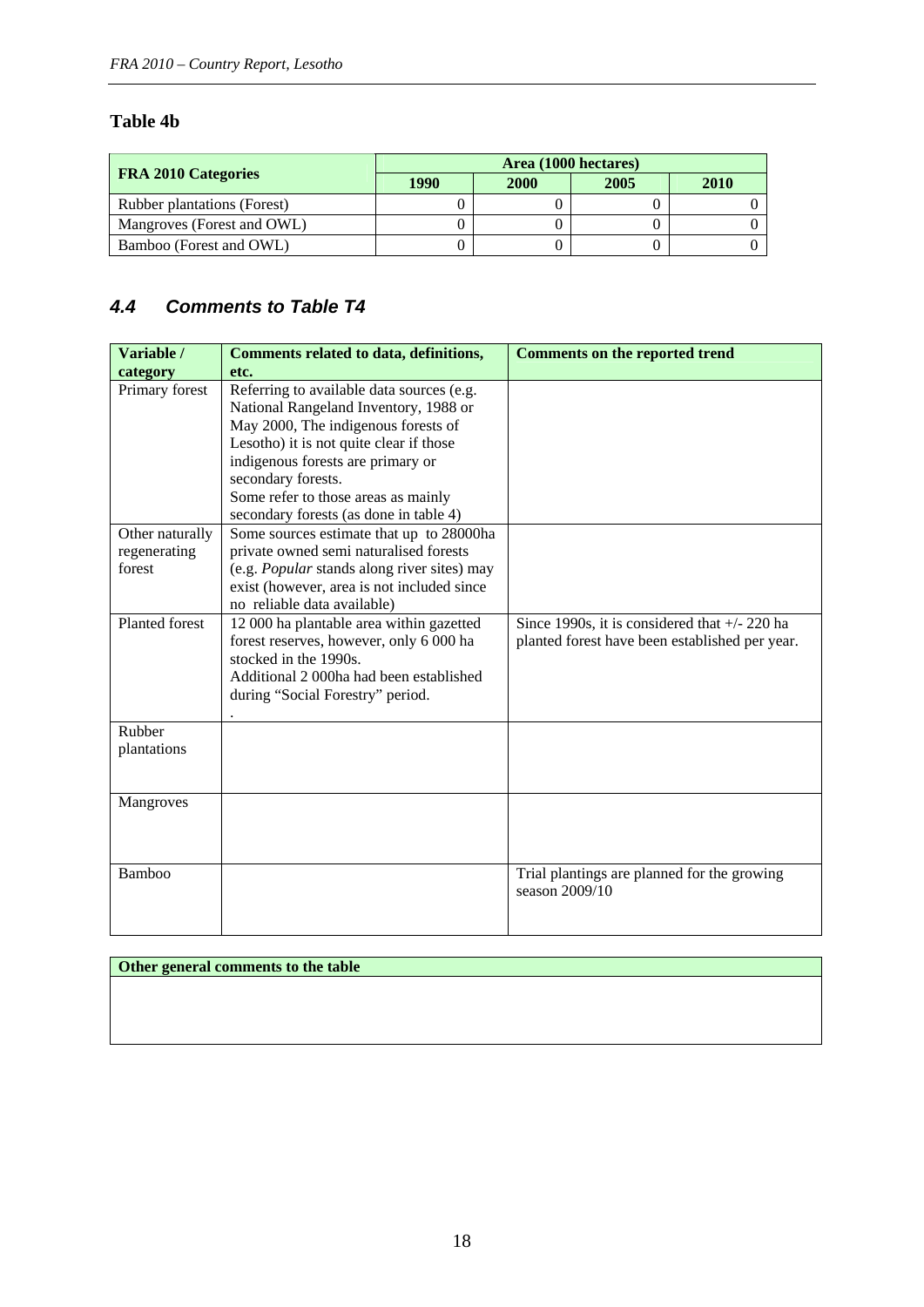### Table 4b

| FRA 2010 Categories | Area (1000 hectares) | | | |
|---|---|---|---|---|
| | 1990 | 2000 | 2005 | 2010 |
| Rubber plantations (Forest) | 0 | 0 | 0 | 0 |
| Mangroves (Forest and OWL) | 0 | 0 | 0 | 0 |
| Bamboo (Forest and OWL) | 0 | 0 | 0 | 0 |

## *4.4 Comments to Table T4*

| Variable / category | Comments related to data, definitions, etc. | Comments on the reported trend |
|---|---|---|
| Primary forest | Referring to available data sources (e.g. National Rangeland Inventory, 1988 or May 2000, The indigenous forests of Lesotho) it is not quite clear if those indigenous forests are primary or secondary forests. Some refer to those areas as mainly secondary forests (as done in table 4) | |
| Other naturally regenerating forest | Some sources estimate that up to 28000ha private owned semi naturalised forests (e.g. *Popular* stands along river sites) may exist (however, area is not included since no reliable data available) | |
| Planted forest | 12 000 ha plantable area within gazetted forest reserves, however, only 6 000 ha stocked in the 1990s. Additional 2 000ha had been established during "Social Forestry" period. . | Since 1990s, it is considered that +/- 220 ha planted forest have been established per year. |
| Rubber plantations | | |
| Mangroves | | |
| Bamboo | | Trial plantings are planned for the growing season 2009/10 |

| Other general comments to the table |
|---|
| |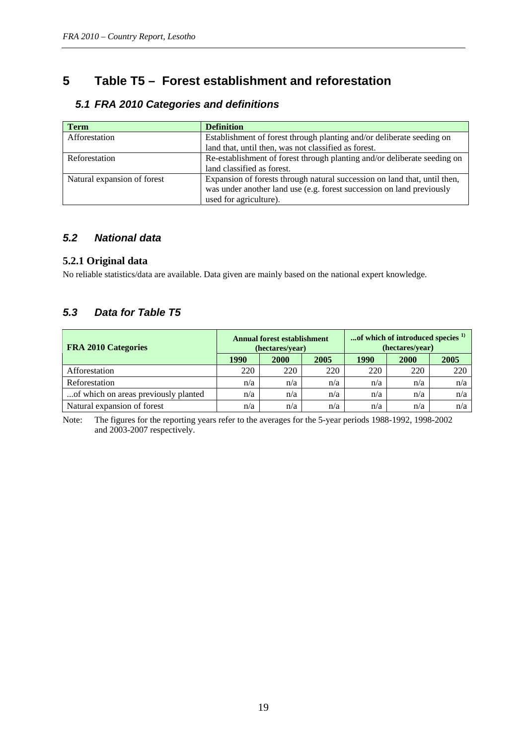# 5 Table T5 – Forest establishment and reforestation

## 5.1 FRA 2010 Categories and definitions

| Term | Definition |
|---|---|
| Afforestation | Establishment of forest through planting and/or deliberate seeding on land that, until then, was not classified as forest. |
| Reforestation | Re-establishment of forest through planting and/or deliberate seeding on land classified as forest. |
| Natural expansion of forest | Expansion of forests through natural succession on land that, until then, was under another land use (e.g. forest succession on land previously used for agriculture). |

## 5.2 National data

### 5.2.1 Original data

No reliable statistics/data are available. Data given are mainly based on the national expert knowledge.

## 5.3 Data for Table T5

| FRA 2010 Categories | Annual forest establishment (hectares/year) | | | ...of which of introduced species [1)] (hectares/year) | | |
|---|---|---|---|---|---|---|
| | 1990 | 2000 | 2005 | 1990 | 2000 | 2005 |
| Afforestation | 220 | 220 | 220 | 220 | 220 | 220 |
| Reforestation | n/a | n/a | n/a | n/a | n/a | n/a |
| ...of which on areas previously planted | n/a | n/a | n/a | n/a | n/a | n/a |
| Natural expansion of forest | n/a | n/a | n/a | n/a | n/a | n/a |

Note: The figures for the reporting years refer to the averages for the 5-year periods 1988-1992, 1998-2002 and 2003-2007 respectively.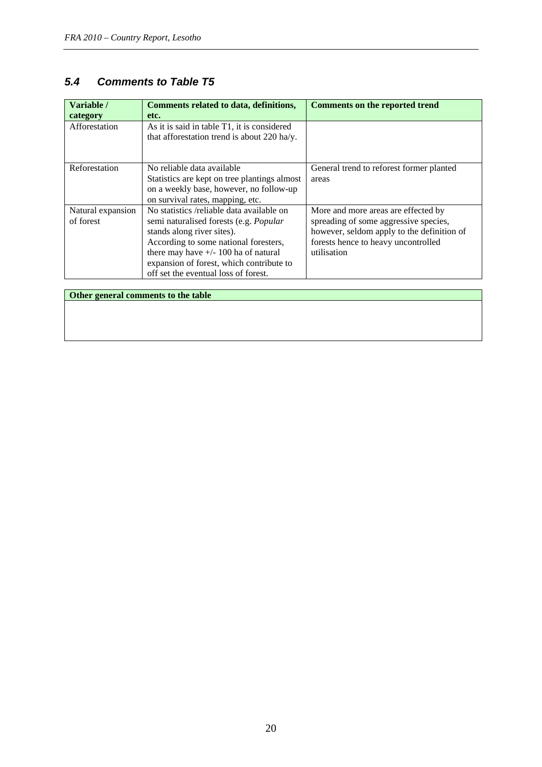## *5.4 Comments to Table T5*

| Variable / category | Comments related to data, definitions, etc. | Comments on the reported trend |
|---|---|---|
| Afforestation | As it is said in table T1, it is considered that afforestation trend is about 220 ha/y. | |
| Reforestation | No reliable data available<br>Statistics are kept on tree plantings almost on a weekly base, however, no follow-up on survival rates, mapping, etc. | General trend to reforest former planted areas |
| Natural expansion of forest | No statistics /reliable data available on semi naturalised forests (e.g. *Popular* stands along river sites).<br>According to some national foresters, there may have +/- 100 ha of natural expansion of forest, which contribute to off set the eventual loss of forest. | More and more areas are effected by spreading of some aggressive species, however, seldom apply to the definition of forests hence to heavy uncontrolled utilisation |

| Other general comments to the table |
|---|
| |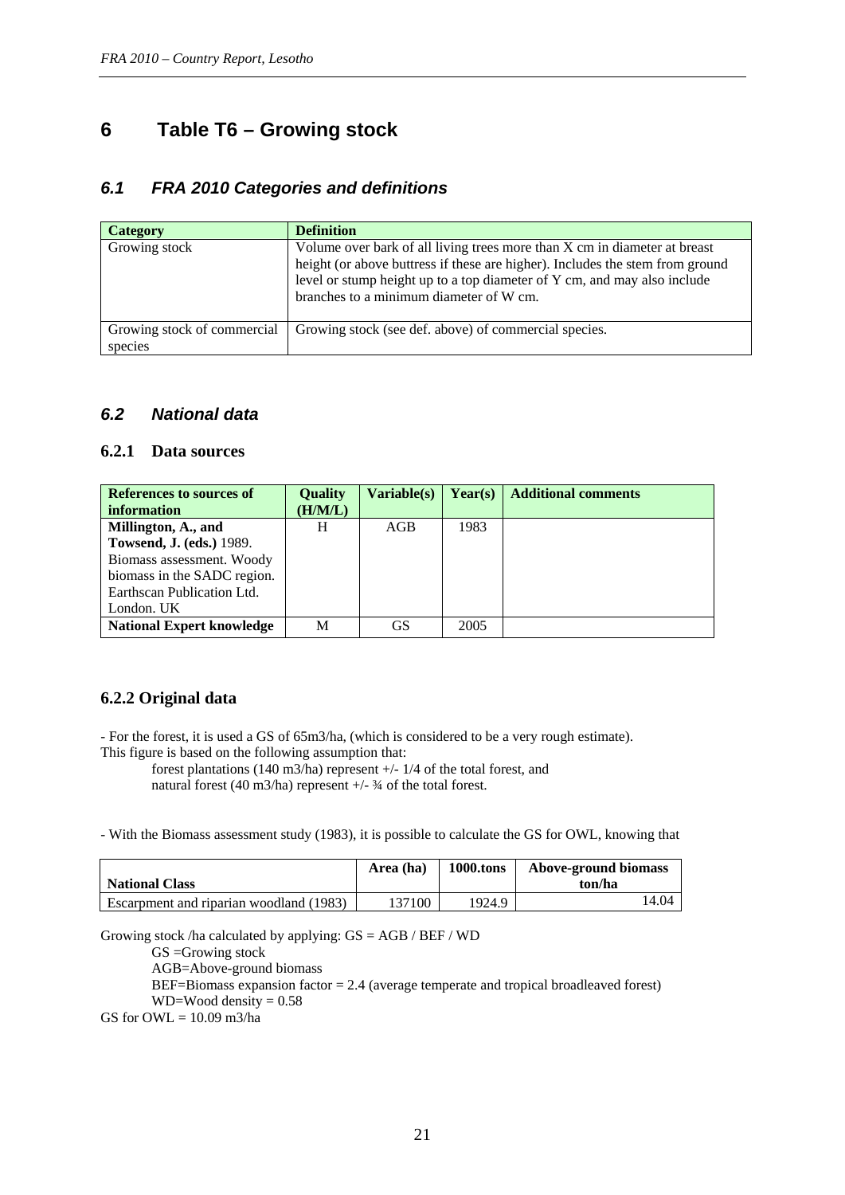# 6 Table T6 – Growing stock

## 6.1 FRA 2010 Categories and definitions

| Category | Definition |
|---|---|
| Growing stock | Volume over bark of all living trees more than X cm in diameter at breast height (or above buttress if these are higher). Includes the stem from ground level or stump height up to a top diameter of Y cm, and may also include branches to a minimum diameter of W cm. |
| Growing stock of commercial species | Growing stock (see def. above) of commercial species. |

## 6.2 National data

### 6.2.1 Data sources

| References to sources of information | Quality (H/M/L) | Variable(s) | Year(s) | Additional comments |
|---|---|---|---|---|
| **Millington, A., and Towsend, J. (eds.)** 1989. Biomass assessment. Woody biomass in the SADC region. Earthscan Publication Ltd. London. UK | H | AGB | 1983 | |
| **National Expert knowledge** | M | GS | 2005 | |

### 6.2.2 Original data

- For the forest, it is used a GS of 65m3/ha, (which is considered to be a very rough estimate).
This figure is based on the following assumption that:

forest plantations (140 m3/ha) represent +/- 1/4 of the total forest, and
natural forest (40 m3/ha) represent +/- ¾ of the total forest.

- With the Biomass assessment study (1983), it is possible to calculate the GS for OWL, knowing that

| National Class | Area (ha) | 1000.tons | Above-ground biomass ton/ha |
|---|---|---|---|
| Escarpment and riparian woodland (1983) | 137100 | 1924.9 | 14.04 |

Growing stock /ha calculated by applying: GS = AGB / BEF / WD

GS =Growing stock
AGB=Above-ground biomass
BEF=Biomass expansion factor = 2.4 (average temperate and tropical broadleaved forest)
WD=Wood density = 0.58

GS for OWL = 10.09 m3/ha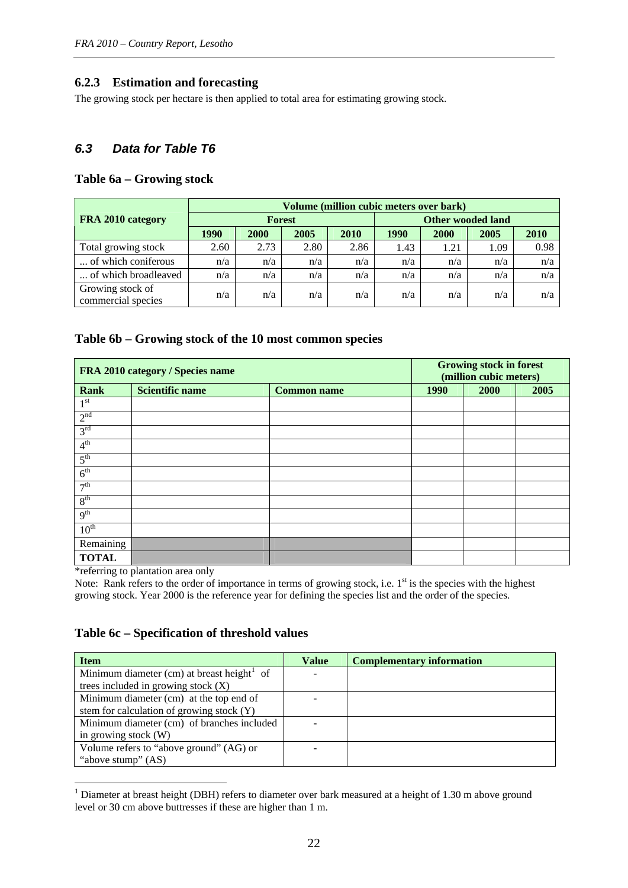### 6.2.3 Estimation and forecasting

The growing stock per hectare is then applied to total area for estimating growing stock.

## *6.3 Data for Table T6*

### Table 6a – Growing stock

| FRA 2010 category | Volume (million cubic meters over bark) | | | | | | | |
|---|---|---|---|---|---|---|---|---|
| | Forest | | | | Other wooded land | | | |
| | 1990 | 2000 | 2005 | 2010 | 1990 | 2000 | 2005 | 2010 |
| Total growing stock | 2.60 | 2.73 | 2.80 | 2.86 | 1.43 | 1.21 | 1.09 | 0.98 |
| ... of which coniferous | n/a | n/a | n/a | n/a | n/a | n/a | n/a | n/a |
| ... of which broadleaved | n/a | n/a | n/a | n/a | n/a | n/a | n/a | n/a |
| Growing stock of commercial species | n/a | n/a | n/a | n/a | n/a | n/a | n/a | n/a |

### Table 6b – Growing stock of the 10 most common species

| FRA 2010 category / Species name | | | Growing stock in forest (million cubic meters) | | |
|---|---|---|---|---|---|
| Rank | Scientific name | Common name | 1990 | 2000 | 2005 |
| 1st | | | | | |
| 2nd | | | | | |
| 3rd | | | | | |
| 4th | | | | | |
| 5th | | | | | |
| 6th | | | | | |
| 7th | | | | | |
| 8th | | | | | |
| 9th | | | | | |
| 10th | | | | | |
| Remaining | | | | | |
| **TOTAL** | | | | | |

*referring to plantation area only

Note: Rank refers to the order of importance in terms of growing stock, i.e. 1st is the species with the highest growing stock. Year 2000 is the reference year for defining the species list and the order of the species.

### Table 6c – Specification of threshold values

| Item | Value | Complementary information |
|---|---|---|
| Minimum diameter (cm) at breast height[1] of trees included in growing stock (X) | - | |
| Minimum diameter (cm) at the top end of stem for calculation of growing stock (Y) | - | |
| Minimum diameter (cm) of branches included in growing stock (W) | - | |
| Volume refers to "above ground" (AG) or "above stump" (AS) | - | |

[1] Diameter at breast height (DBH) refers to diameter over bark measured at a height of 1.30 m above ground level or 30 cm above buttresses if these are higher than 1 m.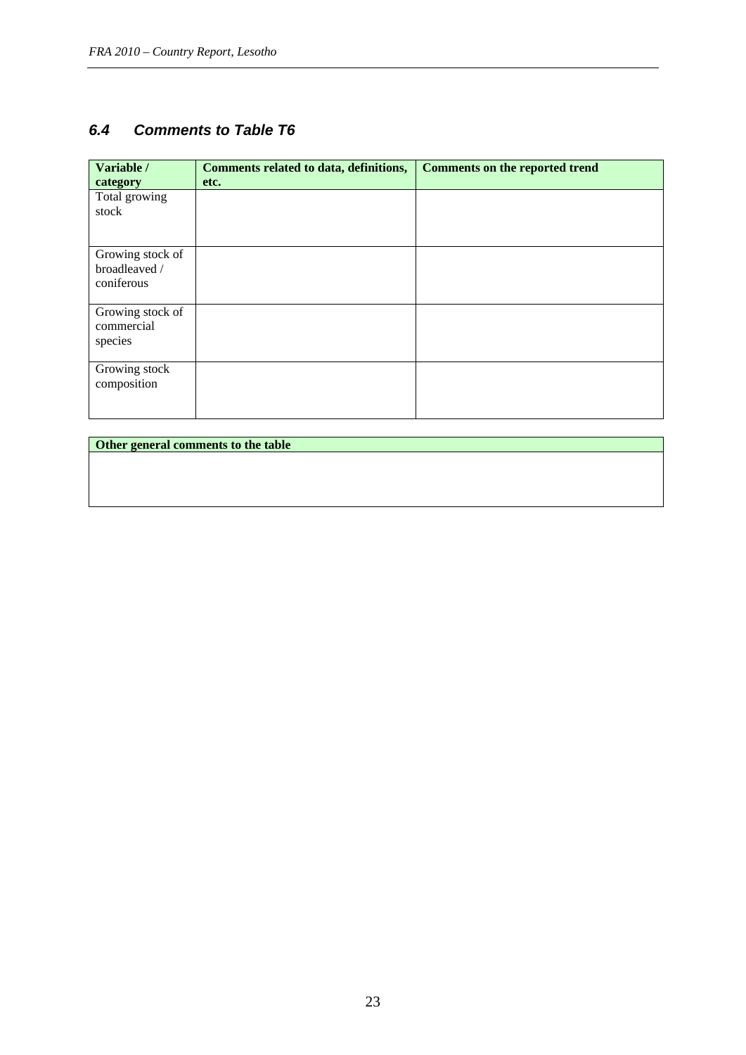### *6.4 Comments to Table T6*

| Variable / category | Comments related to data, definitions, etc. | Comments on the reported trend |
|---|---|---|
| Total growing stock | | |
| Growing stock of broadleaved / coniferous | | |
| Growing stock of commercial species | | |
| Growing stock composition | | |

| Other general comments to the table |
|---|
| |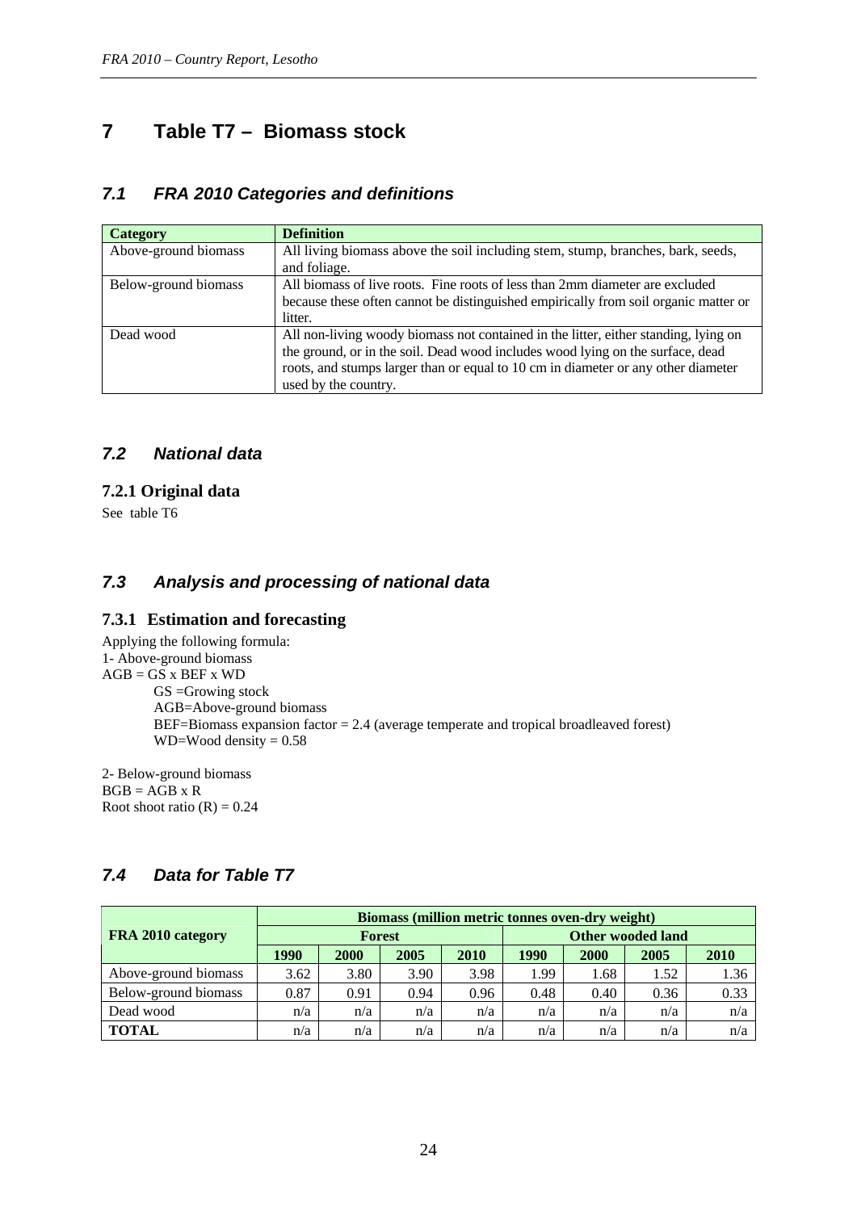# 7 Table T7 – Biomass stock

## 7.1 *FRA 2010 Categories and definitions*

| Category | Definition |
|---|---|
| Above-ground biomass | All living biomass above the soil including stem, stump, branches, bark, seeds, and foliage. |
| Below-ground biomass | All biomass of live roots. Fine roots of less than 2mm diameter are excluded because these often cannot be distinguished empirically from soil organic matter or litter. |
| Dead wood | All non-living woody biomass not contained in the litter, either standing, lying on the ground, or in the soil. Dead wood includes wood lying on the surface, dead roots, and stumps larger than or equal to 10 cm in diameter or any other diameter used by the country. |

## 7.2 *National data*

### 7.2.1 Original data

See table T6

## 7.3 *Analysis and processing of national data*

### 7.3.1 Estimation and forecasting

Applying the following formula:

1- Above-ground biomass

AGB = GS x BEF x WD

GS =Growing stock

AGB=Above-ground biomass

BEF=Biomass expansion factor = 2.4 (average temperate and tropical broadleaved forest)

WD=Wood density = 0.58

2- Below-ground biomass

BGB = AGB x R

Root shoot ratio (R) = 0.24

## 7.4 *Data for Table T7*

| FRA 2010 category | Biomass (million metric tonnes oven-dry weight) | | | | | | | |
|---|---|---|---|---|---|---|---|---|
| | Forest | | | | Other wooded land | | | |
| | 1990 | 2000 | 2005 | 2010 | 1990 | 2000 | 2005 | 2010 |
| Above-ground biomass | 3.62 | 3.80 | 3.90 | 3.98 | 1.99 | 1.68 | 1.52 | 1.36 |
| Below-ground biomass | 0.87 | 0.91 | 0.94 | 0.96 | 0.48 | 0.40 | 0.36 | 0.33 |
| Dead wood | n/a | n/a | n/a | n/a | n/a | n/a | n/a | n/a |
| **TOTAL** | n/a | n/a | n/a | n/a | n/a | n/a | n/a | n/a |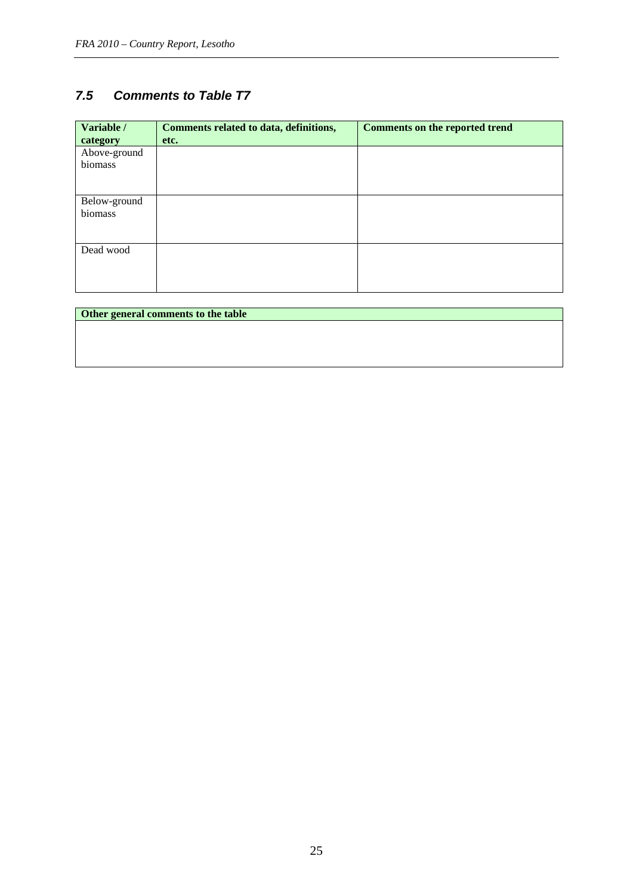### *7.5 Comments to Table T7*

| Variable / category | Comments related to data, definitions, etc. | Comments on the reported trend |
|---|---|---|
| Above-ground biomass | | |
| Below-ground biomass | | |
| Dead wood | | |

| Other general comments to the table |
|---|
| |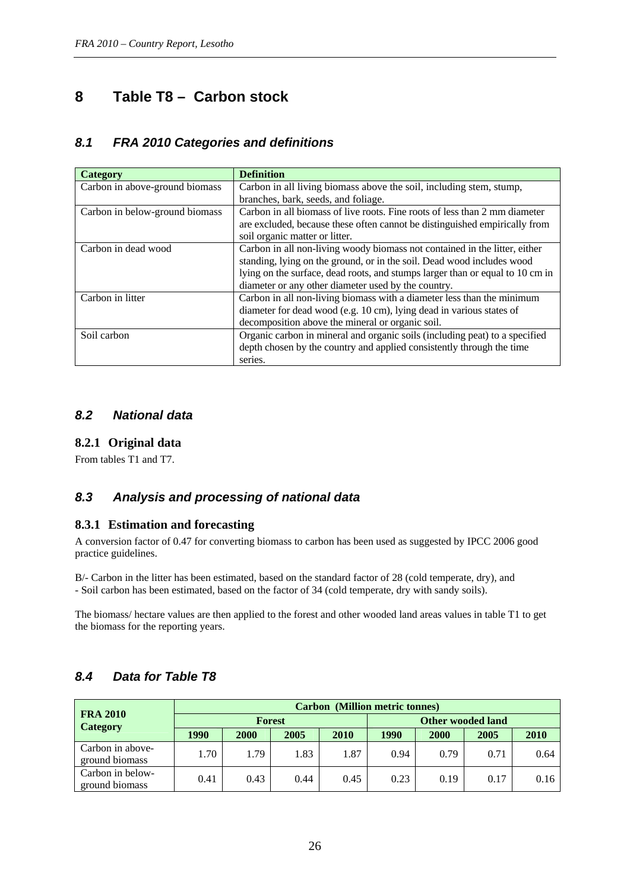# 8 Table T8 – Carbon stock

## 8.1 *FRA 2010 Categories and definitions*

| Category | Definition |
|---|---|
| Carbon in above-ground biomass | Carbon in all living biomass above the soil, including stem, stump, branches, bark, seeds, and foliage. |
| Carbon in below-ground biomass | Carbon in all biomass of live roots. Fine roots of less than 2 mm diameter are excluded, because these often cannot be distinguished empirically from soil organic matter or litter. |
| Carbon in dead wood | Carbon in all non-living woody biomass not contained in the litter, either standing, lying on the ground, or in the soil. Dead wood includes wood lying on the surface, dead roots, and stumps larger than or equal to 10 cm in diameter or any other diameter used by the country. |
| Carbon in litter | Carbon in all non-living biomass with a diameter less than the minimum diameter for dead wood (e.g. 10 cm), lying dead in various states of decomposition above the mineral or organic soil. |
| Soil carbon | Organic carbon in mineral and organic soils (including peat) to a specified depth chosen by the country and applied consistently through the time series. |

## 8.2 *National data*

### 8.2.1 Original data

From tables T1 and T7.

## 8.3 *Analysis and processing of national data*

### 8.3.1 Estimation and forecasting

A conversion factor of 0.47 for converting biomass to carbon has been used as suggested by IPCC 2006 good practice guidelines.

B/- Carbon in the litter has been estimated, based on the standard factor of 28 (cold temperate, dry), and
- Soil carbon has been estimated, based on the factor of 34 (cold temperate, dry with sandy soils).

The biomass/ hectare values are then applied to the forest and other wooded land areas values in table T1 to get the biomass for the reporting years.

## 8.4 *Data for Table T8*

| FRA 2010 Category | Carbon (Million metric tonnes) | | | | | | | |
|---|---|---|---|---|---|---|---|---|
| | Forest | | | | Other wooded land | | | |
| | 1990 | 2000 | 2005 | 2010 | 1990 | 2000 | 2005 | 2010 |
| Carbon in above-ground biomass | 1.70 | 1.79 | 1.83 | 1.87 | 0.94 | 0.79 | 0.71 | 0.64 |
| Carbon in below-ground biomass | 0.41 | 0.43 | 0.44 | 0.45 | 0.23 | 0.19 | 0.17 | 0.16 |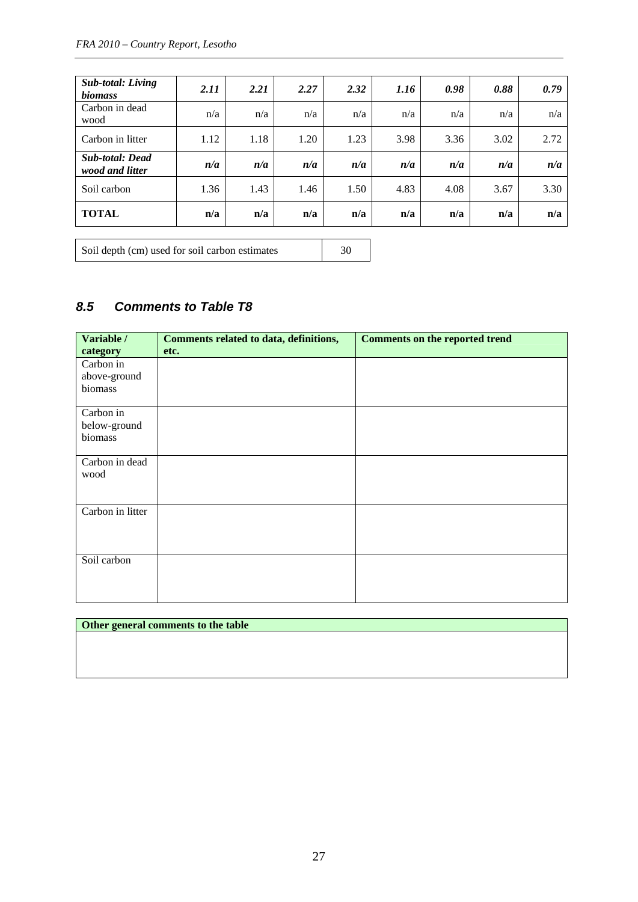| ***Sub-total: Living biomass*** | ***2.11*** | ***2.21*** | ***2.27*** | ***2.32*** | ***1.16*** | ***0.98*** | ***0.88*** | ***0.79*** |
|---|---|---|---|---|---|---|---|---|
| Carbon in dead wood | n/a | n/a | n/a | n/a | n/a | n/a | n/a | n/a |
| Carbon in litter | 1.12 | 1.18 | 1.20 | 1.23 | 3.98 | 3.36 | 3.02 | 2.72 |
| ***Sub-total: Dead wood and litter*** | ***n/a*** | ***n/a*** | ***n/a*** | ***n/a*** | ***n/a*** | ***n/a*** | ***n/a*** | ***n/a*** |
| Soil carbon | 1.36 | 1.43 | 1.46 | 1.50 | 4.83 | 4.08 | 3.67 | 3.30 |
| **TOTAL** | **n/a** | **n/a** | **n/a** | **n/a** | **n/a** | **n/a** | **n/a** | **n/a** |

| Soil depth (cm) used for soil carbon estimates | 30 |
|---|---|

## *8.5 Comments to Table T8*

| **Variable / category** | **Comments related to data, definitions, etc.** | **Comments on the reported trend** |
|---|---|---|
| Carbon in above-ground biomass | | |
| Carbon in below-ground biomass | | |
| Carbon in dead wood | | |
| Carbon in litter | | |
| Soil carbon | | |

| **Other general comments to the table** |
|---|
| |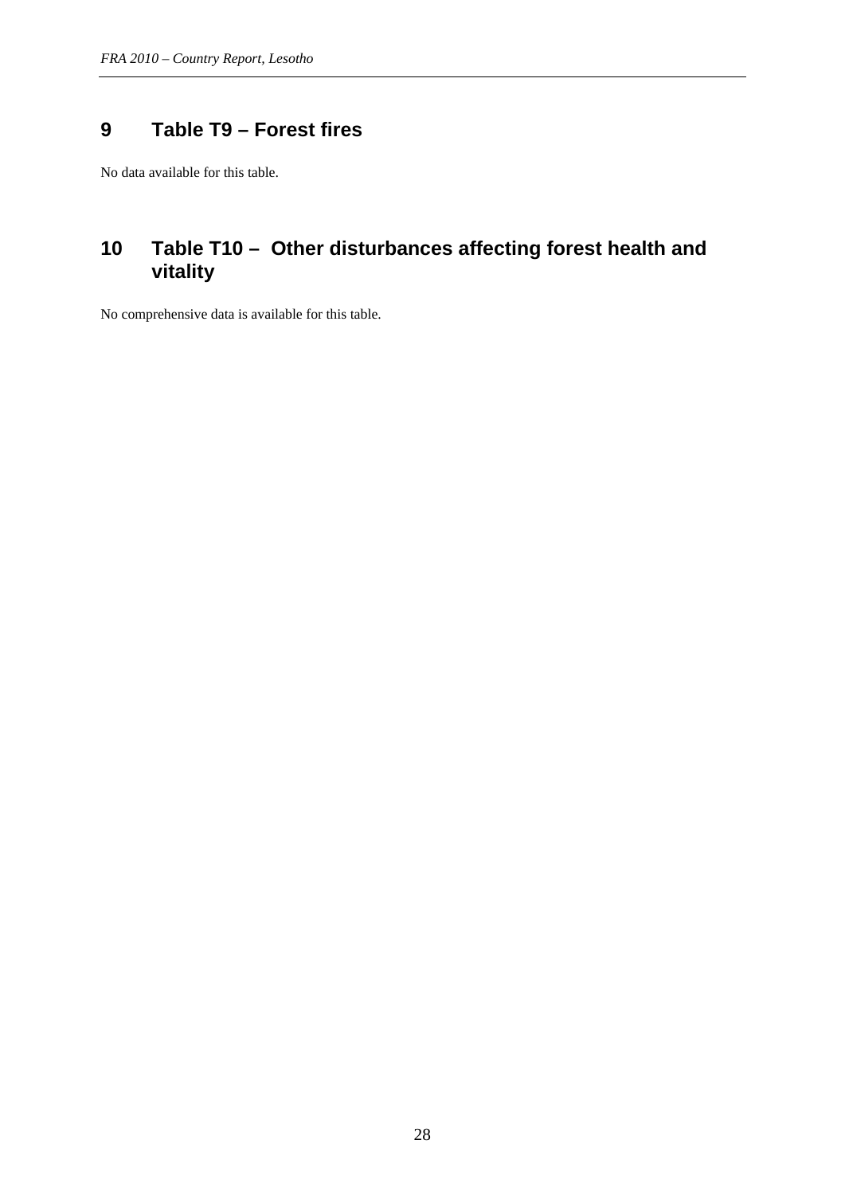# 9 Table T9 – Forest fires

No data available for this table.

# 10 Table T10 – Other disturbances affecting forest health and vitality

No comprehensive data is available for this table.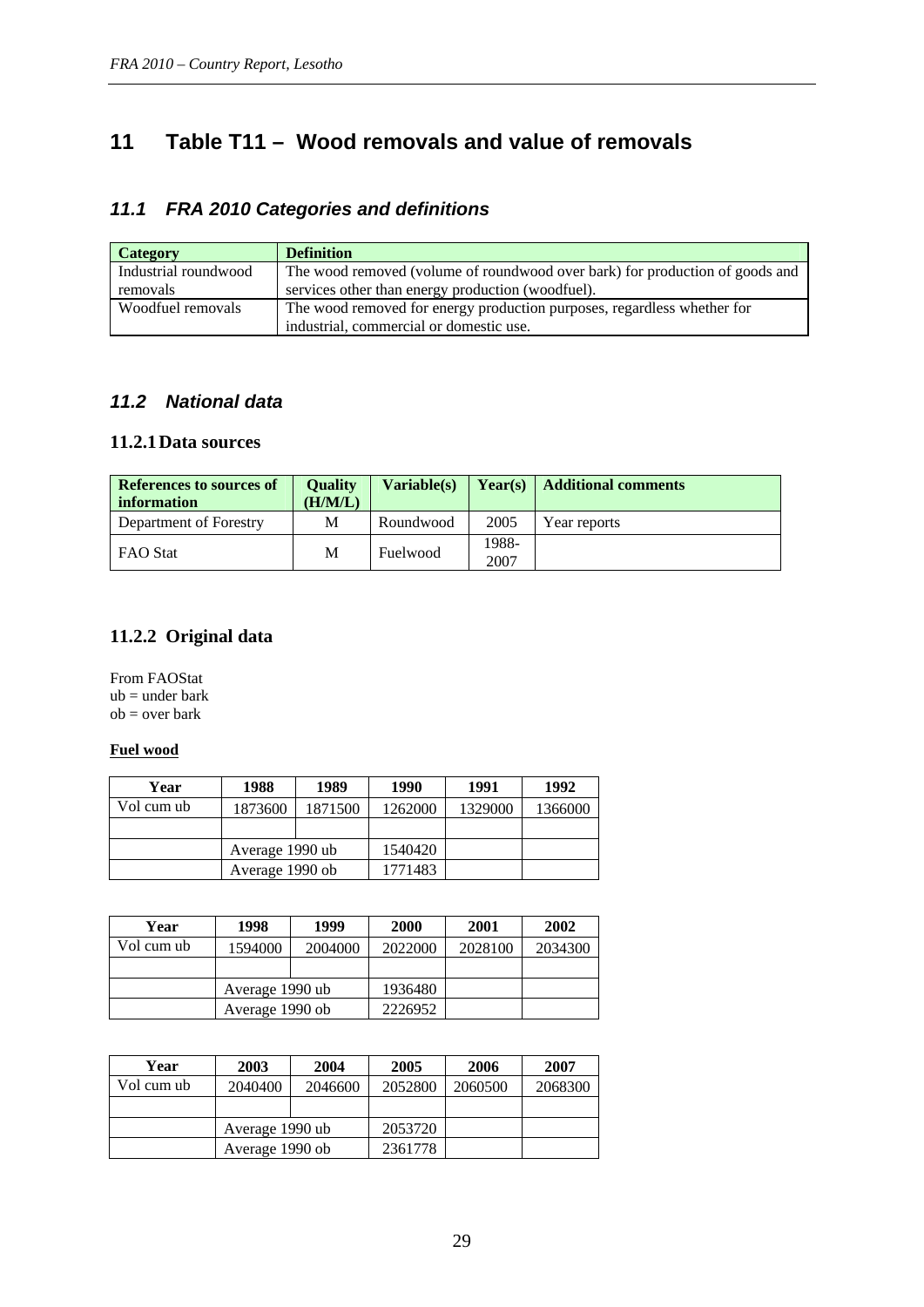# 11 Table T11 – Wood removals and value of removals

## 11.1 FRA 2010 Categories and definitions

| Category | Definition |
|---|---|
| Industrial roundwood removals | The wood removed (volume of roundwood over bark) for production of goods and services other than energy production (woodfuel). |
| Woodfuel removals | The wood removed for energy production purposes, regardless whether for industrial, commercial or domestic use. |

## 11.2 National data

### 11.2.1 Data sources

| References to sources of information | Quality (H/M/L) | Variable(s) | Year(s) | Additional comments |
|---|---|---|---|---|
| Department of Forestry | M | Roundwood | 2005 | Year reports |
| FAO Stat | M | Fuelwood | 1988-2007 | |

### 11.2.2 Original data

From FAOStat
ub = under bark
ob = over bark

**Fuel wood**

| Year | 1988 | 1989 | 1990 | 1991 | 1992 |
|---|---|---|---|---|---|
| Vol cum ub | 1873600 | 1871500 | 1262000 | 1329000 | 1366000 |
| | | | | | |
| | Average 1990 ub | | 1540420 | | |
| | Average 1990 ob | | 1771483 | | |

| Year | 1998 | 1999 | 2000 | 2001 | 2002 |
|---|---|---|---|---|---|
| Vol cum ub | 1594000 | 2004000 | 2022000 | 2028100 | 2034300 |
| | | | | | |
| | Average 1990 ub | | 1936480 | | |
| | Average 1990 ob | | 2226952 | | |

| Year | 2003 | 2004 | 2005 | 2006 | 2007 |
|---|---|---|---|---|---|
| Vol cum ub | 2040400 | 2046600 | 2052800 | 2060500 | 2068300 |
| | | | | | |
| | Average 1990 ub | | 2053720 | | |
| | Average 1990 ob | | 2361778 | | |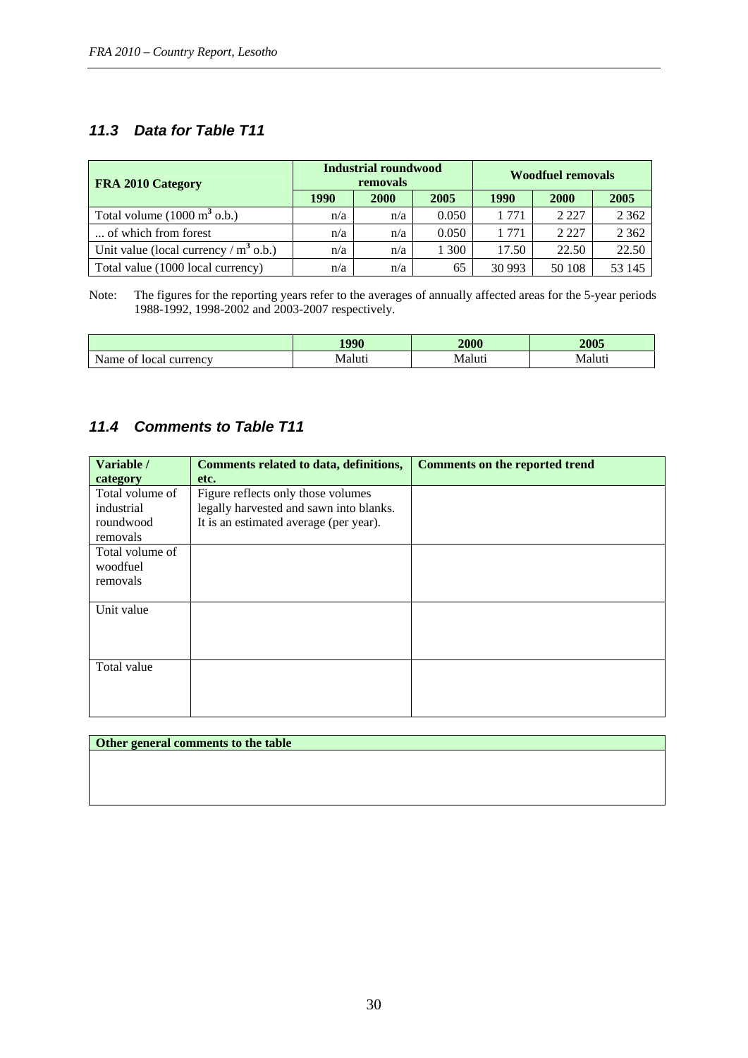### 11.3 *Data for Table T11*

| FRA 2010 Category | Industrial roundwood removals | | | Woodfuel removals | | |
|---|---|---|---|---|---|---|
| | 1990 | 2000 | 2005 | 1990 | 2000 | 2005 |
| Total volume (1000 $m^3$ o.b.) | n/a | n/a | 0.050 | 1 771 | 2 227 | 2 362 |
| ... of which from forest | n/a | n/a | 0.050 | 1 771 | 2 227 | 2 362 |
| Unit value (local currency / $m^3$ o.b.) | n/a | n/a | 1 300 | 17.50 | 22.50 | 22.50 |
| Total value (1000 local currency) | n/a | n/a | 65 | 30 993 | 50 108 | 53 145 |

Note: The figures for the reporting years refer to the averages of annually affected areas for the 5-year periods 1988-1992, 1998-2002 and 2003-2007 respectively.

| | 1990 | 2000 | 2005 |
|---|---|---|---|
| Name of local currency | Maluti | Maluti | Maluti |

### 11.4 *Comments to Table T11*

| Variable / category | Comments related to data, definitions, etc. | Comments on the reported trend |
|---|---|---|
| Total volume of industrial roundwood removals | Figure reflects only those volumes legally harvested and sawn into blanks. It is an estimated average (per year). | |
| Total volume of woodfuel removals | | |
| Unit value | | |
| Total value | | |

| Other general comments to the table |
|---|
| |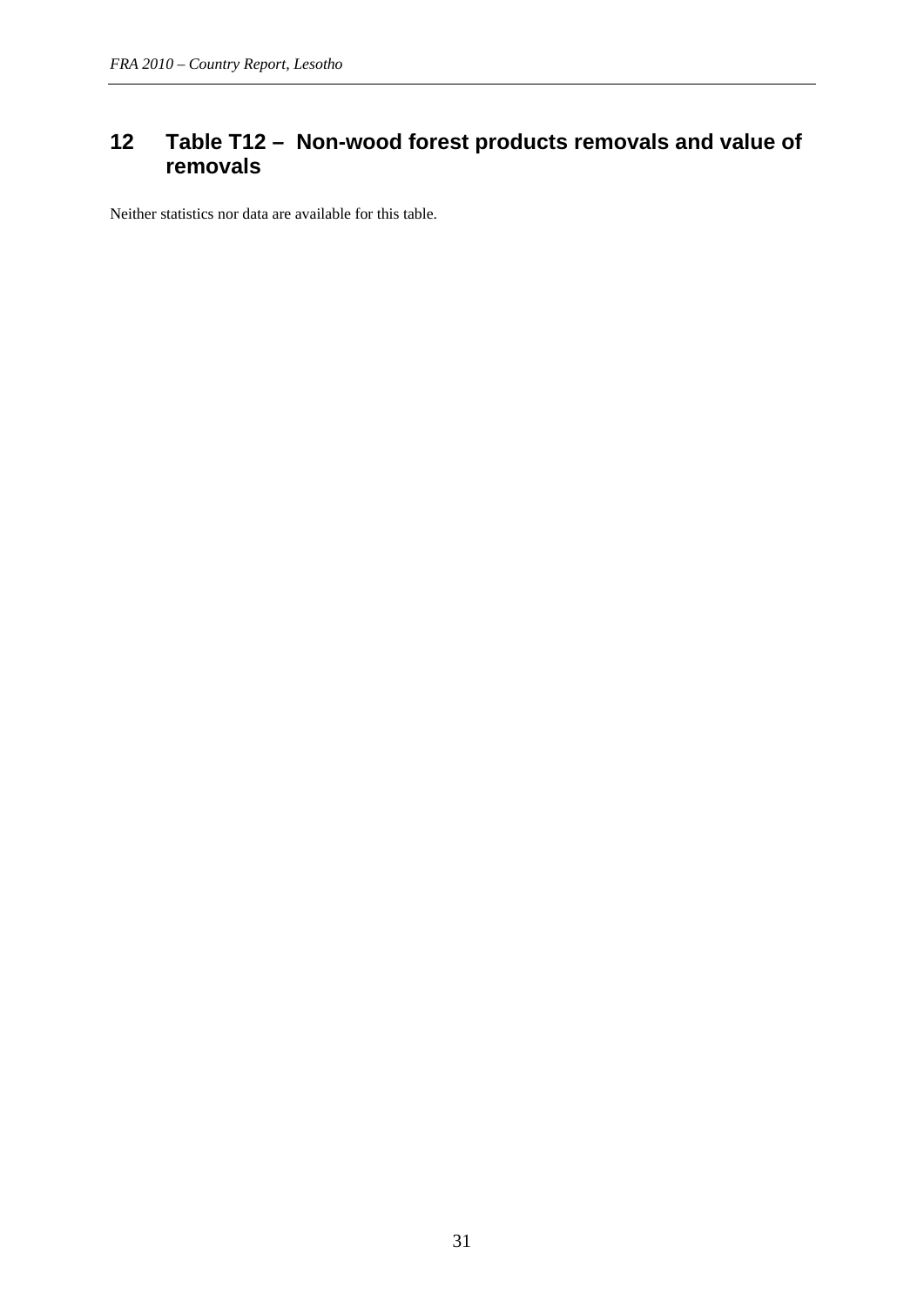# 12 Table T12 – Non-wood forest products removals and value of removals

Neither statistics nor data are available for this table.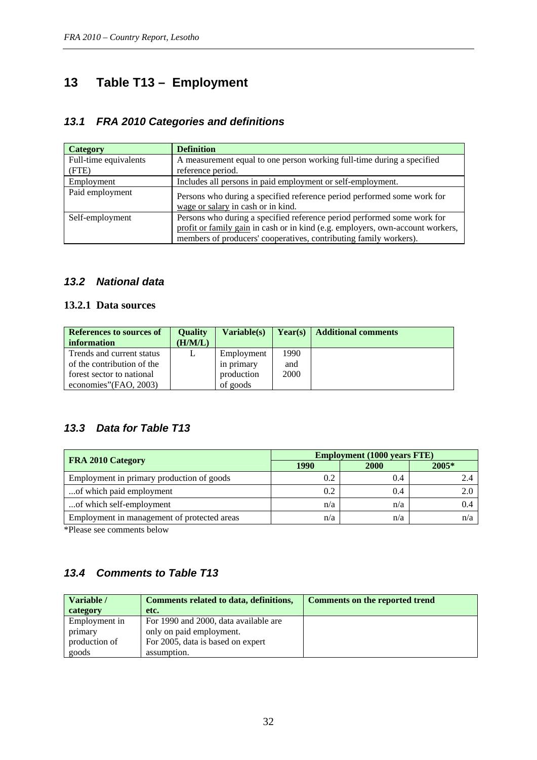# 13 Table T13 – Employment

## 13.1 FRA 2010 Categories and definitions

| Category | Definition |
|---|---|
| Full-time equivalents (FTE) | A measurement equal to one person working full-time during a specified reference period. |
| Employment | Includes all persons in paid employment or self-employment. |
| Paid employment | Persons who during a specified reference period performed some work for wage or salary in cash or in kind. |
| Self-employment | Persons who during a specified reference period performed some work for profit or family gain in cash or in kind (e.g. employers, own-account workers, members of producers' cooperatives, contributing family workers). |

## 13.2 National data

### 13.2.1 Data sources

| References to sources of information | Quality (H/M/L) | Variable(s) | Year(s) | Additional comments |
|---|---|---|---|---|
| Trends and current status of the contribution of the forest sector to national economies"(FAO, 2003) | L | Employment in primary production of goods | 1990 and 2000 | |

## 13.3 Data for Table T13

| FRA 2010 Category | Employment (1000 years FTE) | | |
|---|---|---|---|
| | 1990 | 2000 | 2005* |
| Employment in primary production of goods | 0.2 | 0.4 | 2.4 |
| ...of which paid employment | 0.2 | 0.4 | 2.0 |
| ...of which self-employment | n/a | n/a | 0.4 |
| Employment in management of protected areas | n/a | n/a | n/a |

*Please see comments below

## 13.4 Comments to Table T13

| Variable / category | Comments related to data, definitions, etc. | Comments on the reported trend |
|---|---|---|
| Employment in primary production of goods | For 1990 and 2000, data available are only on paid employment. For 2005, data is based on expert assumption. | |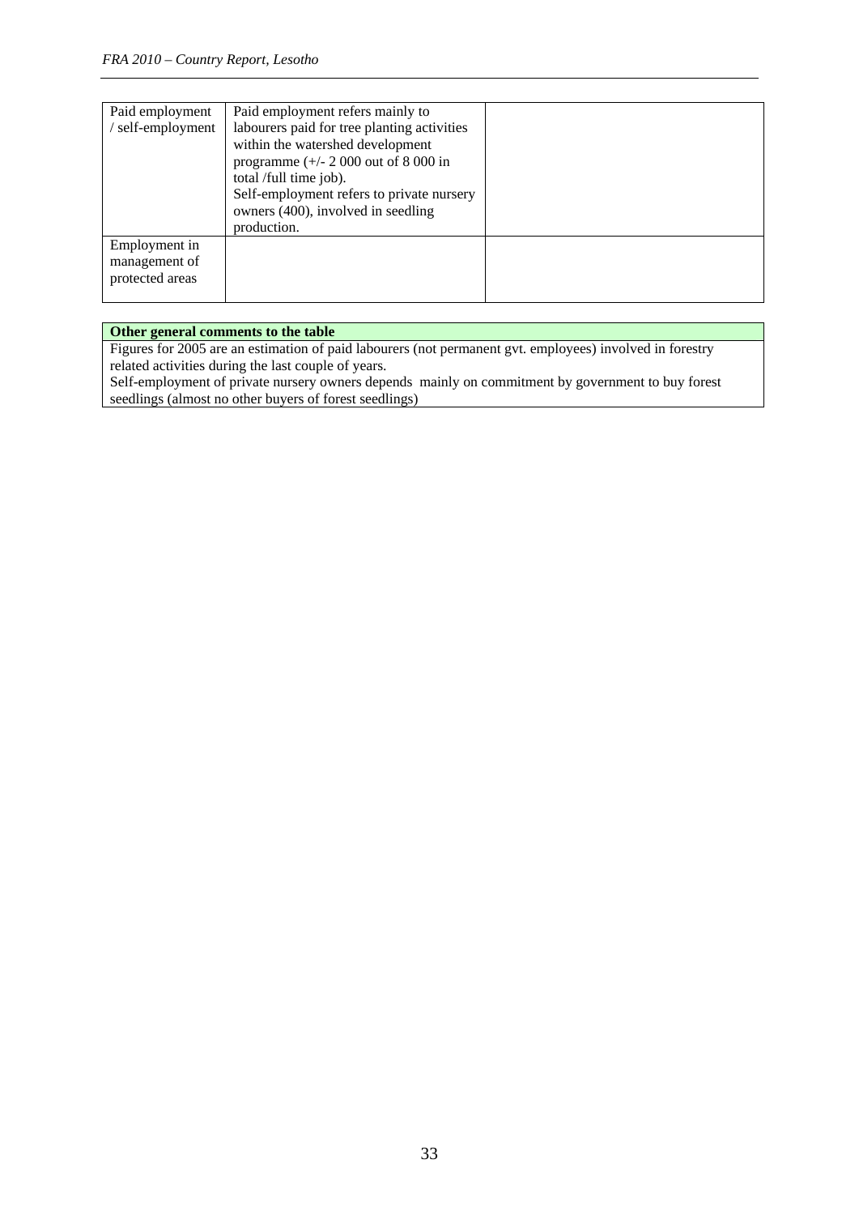| | | |
|---|---|---|
| Paid employment / self-employment | Paid employment refers mainly to labourers paid for tree planting activities within the watershed development programme (+/- 2 000 out of 8 000 in total /full time job). Self-employment refers to private nursery owners (400), involved in seedling production. | |
| Employment in management of protected areas | | |

| Other general comments to the table |
|---|
| Figures for 2005 are an estimation of paid labourers (not permanent gvt. employees) involved in forestry related activities during the last couple of years. Self-employment of private nursery owners depends mainly on commitment by government to buy forest seedlings (almost no other buyers of forest seedlings) |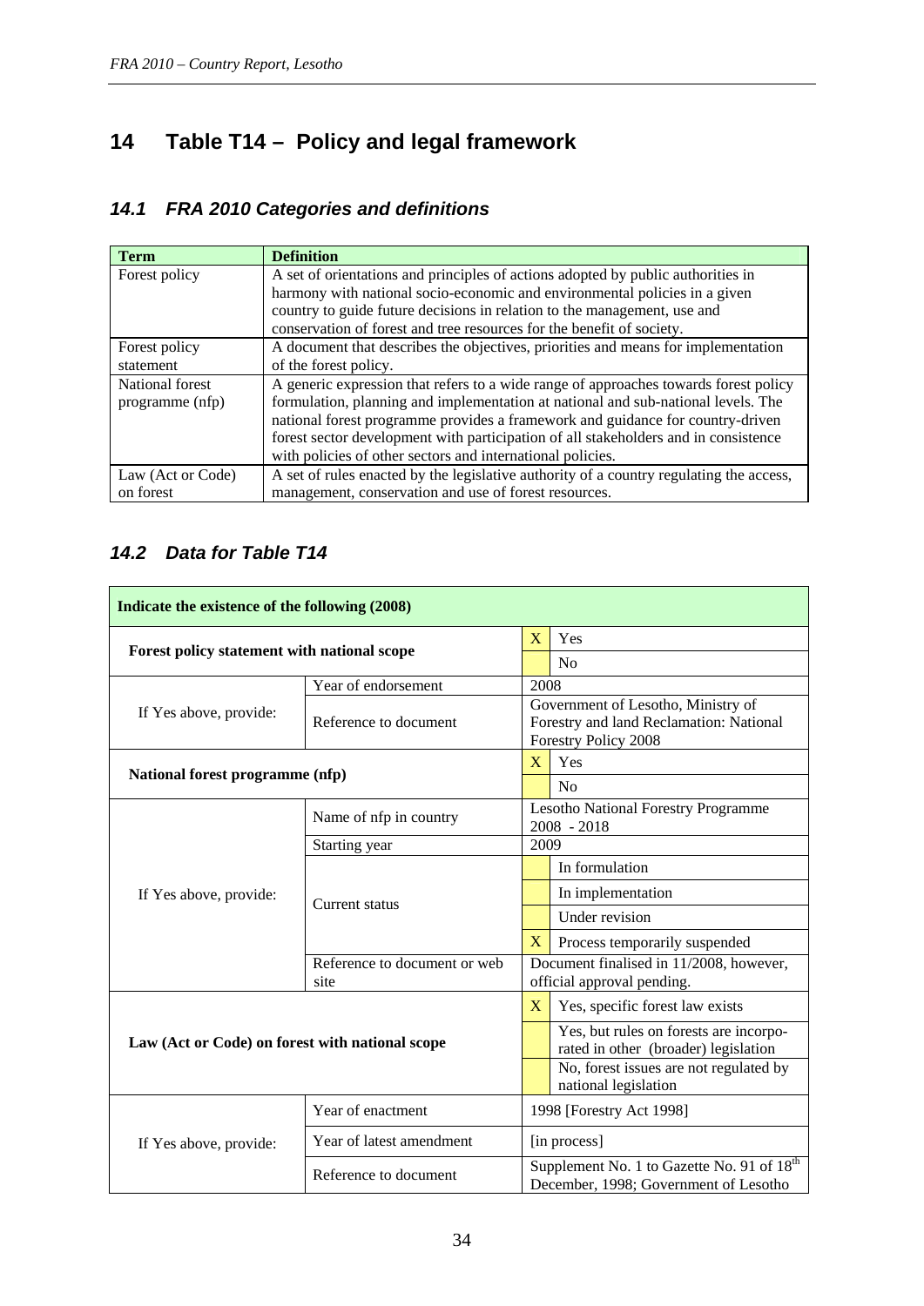# 14 Table T14 – Policy and legal framework

## 14.1 FRA 2010 Categories and definitions

| Term | Definition |
|---|---|
| Forest policy | A set of orientations and principles of actions adopted by public authorities in harmony with national socio-economic and environmental policies in a given country to guide future decisions in relation to the management, use and conservation of forest and tree resources for the benefit of society. |
| Forest policy statement | A document that describes the objectives, priorities and means for implementation of the forest policy. |
| National forest programme (nfp) | A generic expression that refers to a wide range of approaches towards forest policy formulation, planning and implementation at national and sub-national levels. The national forest programme provides a framework and guidance for country-driven forest sector development with participation of all stakeholders and in consistence with policies of other sectors and international policies. |
| Law (Act or Code) on forest | A set of rules enacted by the legislative authority of a country regulating the access, management, conservation and use of forest resources. |

## 14.2 Data for Table T14

| Indicate the existence of the following (2008) | | | |
|---|---|---|---|
| Forest policy statement with national scope | | X | Yes |
| | | | No |
| If Yes above, provide: | Year of endorsement | 2008 | |
| | Reference to document | Government of Lesotho, Ministry of Forestry and land Reclamation: National Forestry Policy 2008 | |
| National forest programme (nfp) | | X | Yes |
| | | | No |
| If Yes above, provide: | Name of nfp in country | Lesotho National Forestry Programme 2008 - 2018 | |
| | Starting year | 2009 | |
| | Current status | | In formulation |
| | | | In implementation |
| | | | Under revision |
| | | X | Process temporarily suspended |
| | Reference to document or web site | Document finalised in 11/2008, however, official approval pending. | |
| Law (Act or Code) on forest with national scope | | X | Yes, specific forest law exists |
| | | | Yes, but rules on forests are incorporated in other (broader) legislation |
| | | | No, forest issues are not regulated by national legislation |
| If Yes above, provide: | Year of enactment | 1998 [Forestry Act 1998] | |
| | Year of latest amendment | [in process] | |
| | Reference to document | Supplement No. 1 to Gazette No. 91 of 18th December, 1998; Government of Lesotho | |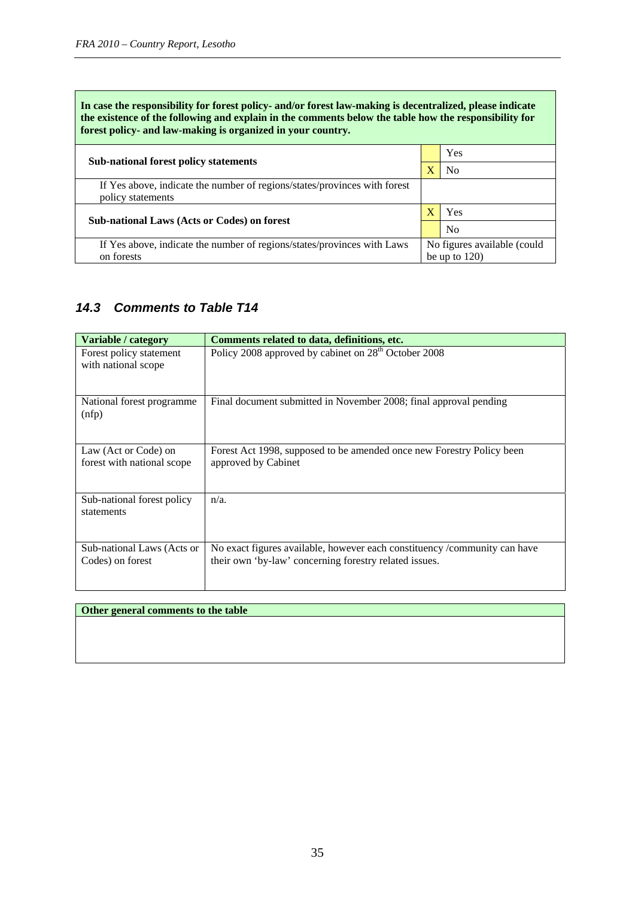| In case the responsibility for forest policy- and/or forest law-making is decentralized, please indicate the existence of the following and explain in the comments below the table how the responsibility for forest policy- and law-making is organized in your country. | | |
|---|---|---|
| **Sub-national forest policy statements** | | Yes |
| | X | No |
| If Yes above, indicate the number of regions/states/provinces with forest policy statements | | |
| **Sub-national Laws (Acts or Codes) on forest** | X | Yes |
| | | No |
| If Yes above, indicate the number of regions/states/provinces with Laws on forests | No figures available (could be up to 120) | |

## *14.3 Comments to Table T14*

| Variable / category | Comments related to data, definitions, etc. |
|---|---|
| Forest policy statement with national scope | Policy 2008 approved by cabinet on 28th October 2008 |
| National forest programme (nfp) | Final document submitted in November 2008; final approval pending |
| Law (Act or Code) on forest with national scope | Forest Act 1998, supposed to be amended once new Forestry Policy been approved by Cabinet |
| Sub-national forest policy statements | n/a. |
| Sub-national Laws (Acts or Codes) on forest | No exact figures available, however each constituency /community can have their own 'by-law' concerning forestry related issues. |

| Other general comments to the table |
|---|
| |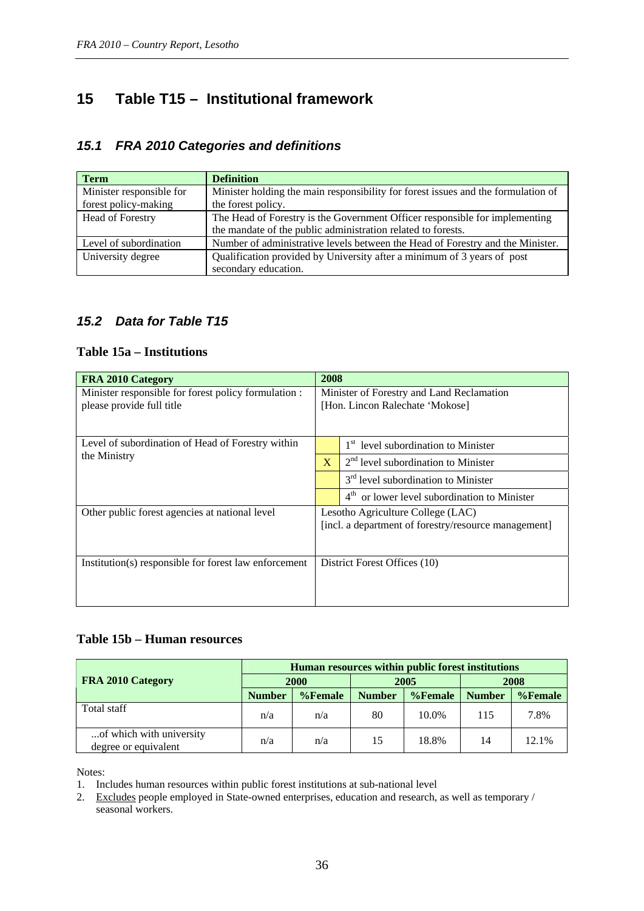# 15 Table T15 – Institutional framework

## *15.1 FRA 2010 Categories and definitions*

| Term | Definition |
|---|---|
| Minister responsible for forest policy-making | Minister holding the main responsibility for forest issues and the formulation of the forest policy. |
| Head of Forestry | The Head of Forestry is the Government Officer responsible for implementing the mandate of the public administration related to forests. |
| Level of subordination | Number of administrative levels between the Head of Forestry and the Minister. |
| University degree | Qualification provided by University after a minimum of 3 years of post secondary education. |

## *15.2 Data for Table T15*

### Table 15a – Institutions

| FRA 2010 Category | 2008 | |
|---|---|---|
| Minister responsible for forest policy formulation : please provide full title | Minister of Forestry and Land Reclamation [Hon. Lincon Ralechate 'Mokose] | |
| Level of subordination of Head of Forestry within the Ministry | | 1st level subordination to Minister |
| | X | 2nd level subordination to Minister |
| | | 3rd level subordination to Minister |
| | | 4th or lower level subordination to Minister |
| Other public forest agencies at national level | Lesotho Agriculture College (LAC) [incl. a department of forestry/resource management] | |
| Institution(s) responsible for forest law enforcement | District Forest Offices (10) | |

### Table 15b – Human resources

| FRA 2010 Category | Human resources within public forest institutions | | | | | |
|---|---|---|---|---|---|---|
| | 2000 | | 2005 | | 2008 | |
| | Number | %Female | Number | %Female | Number | %Female |
| Total staff | n/a | n/a | 80 | 10.0% | 115 | 7.8% |
| ...of which with university degree or equivalent | n/a | n/a | 15 | 18.8% | 14 | 12.1% |

Notes:

1. Includes human resources within public forest institutions at sub-national level
2. Excludes people employed in State-owned enterprises, education and research, as well as temporary / seasonal workers.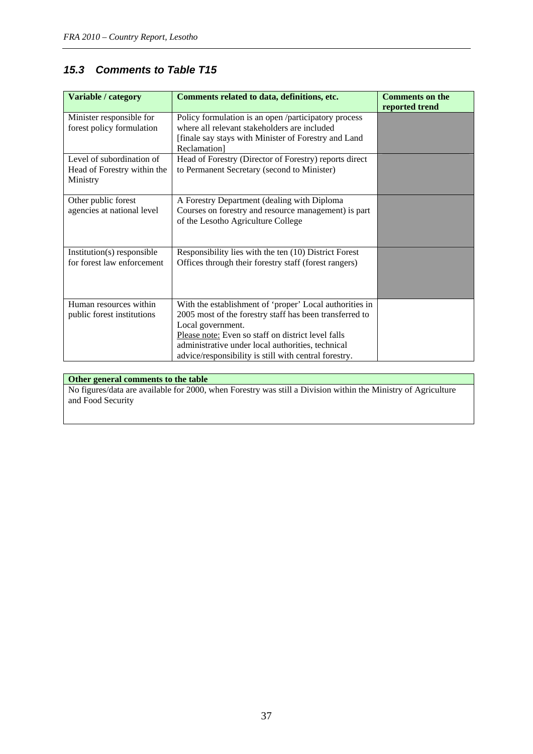### *15.3 Comments to Table T15*

| Variable / category | Comments related to data, definitions, etc. | Comments on the reported trend |
|---|---|---|
| Minister responsible for forest policy formulation | Policy formulation is an open /participatory process where all relevant stakeholders are included [finale say stays with Minister of Forestry and Land Reclamation] | |
| Level of subordination of Head of Forestry within the Ministry | Head of Forestry (Director of Forestry) reports direct to Permanent Secretary (second to Minister) | |
| Other public forest agencies at national level | A Forestry Department (dealing with Diploma Courses on forestry and resource management) is part of the Lesotho Agriculture College | |
| Institution(s) responsible for forest law enforcement | Responsibility lies with the ten (10) District Forest Offices through their forestry staff (forest rangers) | |
| Human resources within public forest institutions | With the establishment of 'proper' Local authorities in 2005 most of the forestry staff has been transferred to Local government.<br>Please note: Even so staff on district level falls administrative under local authorities, technical advice/responsibility is still with central forestry. | |

| Other general comments to the table |
|---|
| No figures/data are available for 2000, when Forestry was still a Division within the Ministry of Agriculture and Food Security |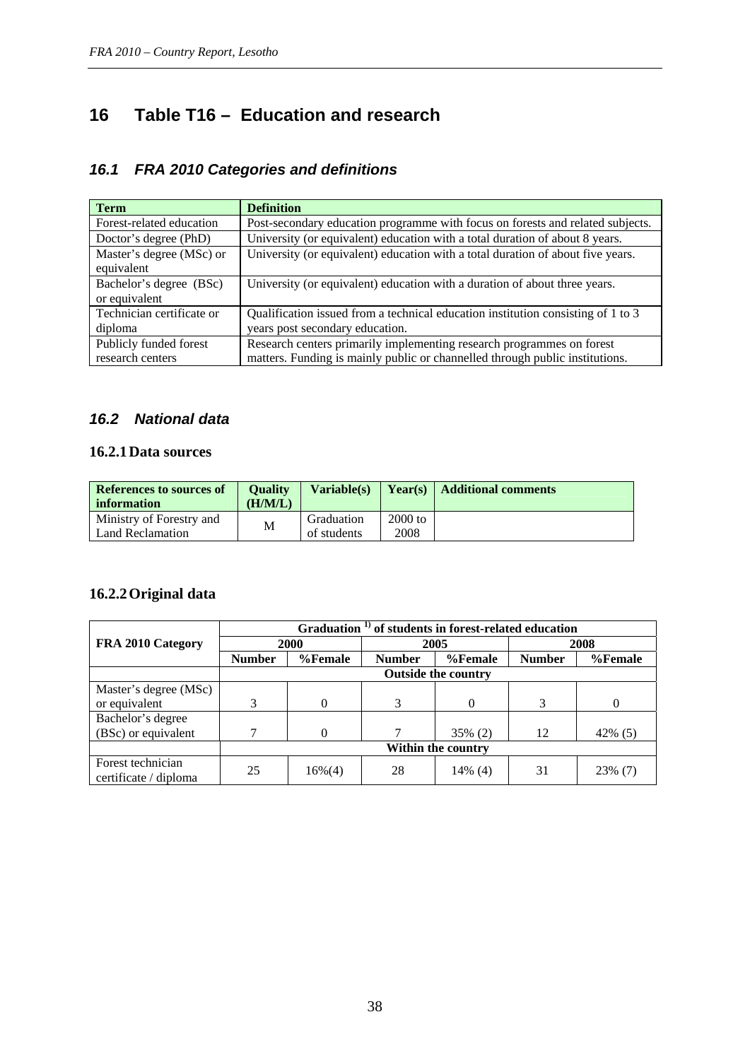# 16 Table T16 – Education and research

## 16.1 FRA 2010 Categories and definitions

| Term | Definition |
|---|---|
| Forest-related education | Post-secondary education programme with focus on forests and related subjects. |
| Doctor's degree (PhD) | University (or equivalent) education with a total duration of about 8 years. |
| Master's degree (MSc) or equivalent | University (or equivalent) education with a total duration of about five years. |
| Bachelor's degree (BSc) or equivalent | University (or equivalent) education with a duration of about three years. |
| Technician certificate or diploma | Qualification issued from a technical education institution consisting of 1 to 3 years post secondary education. |
| Publicly funded forest research centers | Research centers primarily implementing research programmes on forest matters. Funding is mainly public or channelled through public institutions. |

## 16.2 National data

### 16.2.1 Data sources

| References to sources of information | Quality (H/M/L) | Variable(s) | Year(s) | Additional comments |
|---|---|---|---|---|
| Ministry of Forestry and Land Reclamation | M | Graduation of students | 2000 to 2008 | |

### 16.2.2 Original data

| FRA 2010 Category | Graduation [1] of students in forest-related education | | | | | |
|---|---|---|---|---|---|---|
| | 2000 | | 2005 | | 2008 | |
| | Number | %Female | Number | %Female | Number | %Female |
| | Outside the country | | | | | |
| Master's degree (MSc) or equivalent | 3 | 0 | 3 | 0 | 3 | 0 |
| Bachelor's degree (BSc) or equivalent | 7 | 0 | 7 | 35% (2) | 12 | 42% (5) |
| | Within the country | | | | | |
| Forest technician certificate / diploma | 25 | 16%(4) | 28 | 14% (4) | 31 | 23% (7) |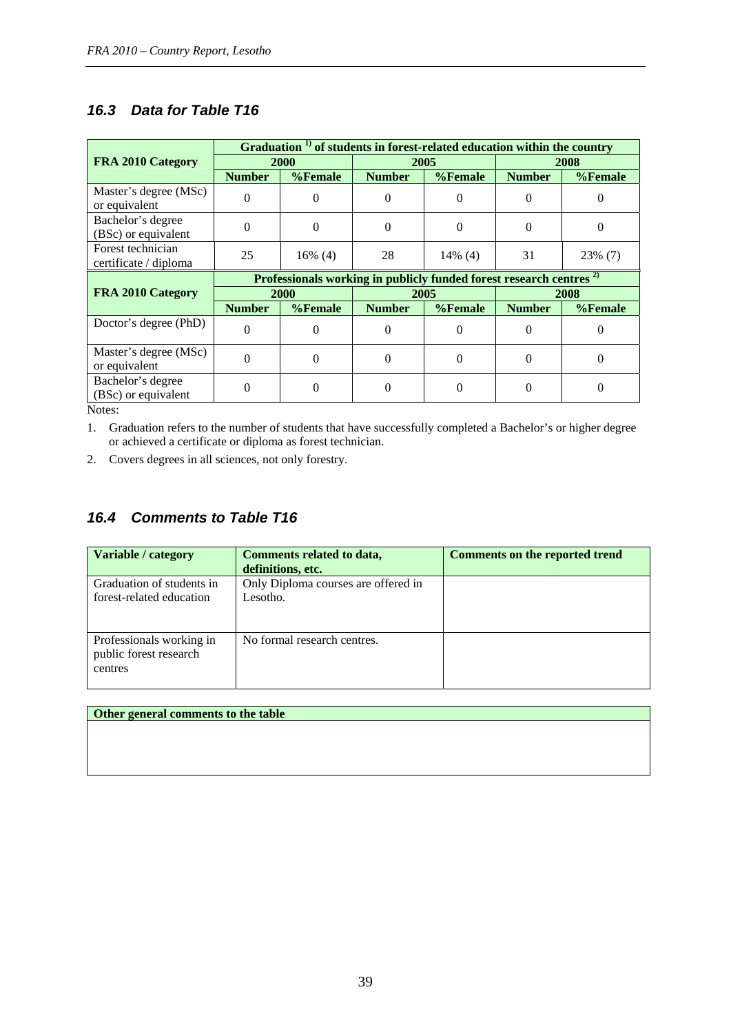## 16.3 Data for Table T16

| FRA 2010 Category | Graduation [1] of students in forest-related education within the country | | | | | |
|---|---|---|---|---|---|---|
| | 2000 | | 2005 | | 2008 | |
| | Number | %Female | Number | %Female | Number | %Female |
| Master's degree (MSc) or equivalent | 0 | 0 | 0 | 0 | 0 | 0 |
| Bachelor's degree (BSc) or equivalent | 0 | 0 | 0 | 0 | 0 | 0 |
| Forest technician certificate / diploma | 25 | 16% (4) | 28 | 14% (4) | 31 | 23% (7) |
| **FRA 2010 Category** | **Professionals working in publicly funded forest research centres [2]** | | | | | |
| | **2000** | | **2005** | | **2008** | |
| | **Number** | **%Female** | **Number** | **%Female** | **Number** | **%Female** |
| Doctor's degree (PhD) | 0 | 0 | 0 | 0 | 0 | 0 |
| Master's degree (MSc) or equivalent | 0 | 0 | 0 | 0 | 0 | 0 |
| Bachelor's degree (BSc) or equivalent | 0 | 0 | 0 | 0 | 0 | 0 |

Notes:

1. Graduation refers to the number of students that have successfully completed a Bachelor's or higher degree or achieved a certificate or diploma as forest technician.
2. Covers degrees in all sciences, not only forestry.

## 16.4 Comments to Table T16

| Variable / category | Comments related to data, definitions, etc. | Comments on the reported trend |
|---|---|---|
| Graduation of students in forest-related education | Only Diploma courses are offered in Lesotho. | |
| Professionals working in public forest research centres | No formal research centres. | |

| Other general comments to the table |
|---|
| |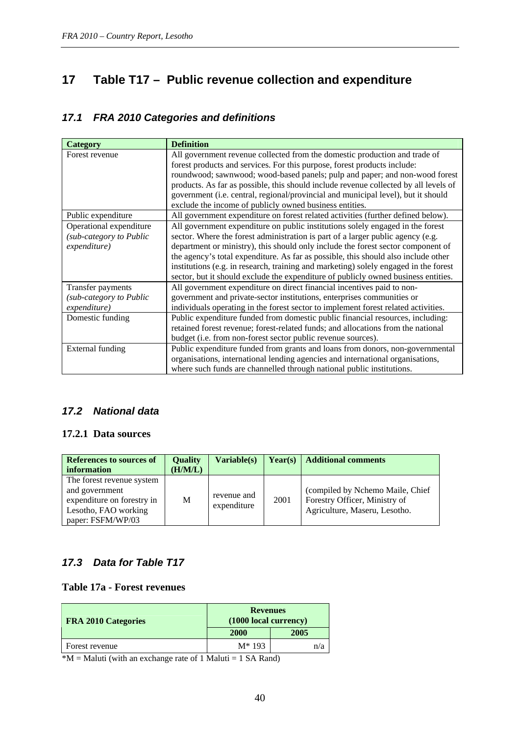# 17 Table T17 – Public revenue collection and expenditure

## 17.1 *FRA 2010 Categories and definitions*

| Category | Definition |
|---|---|
| Forest revenue | All government revenue collected from the domestic production and trade of forest products and services. For this purpose, forest products include: roundwood; sawnwood; wood-based panels; pulp and paper; and non-wood forest products. As far as possible, this should include revenue collected by all levels of government (i.e. central, regional/provincial and municipal level), but it should exclude the income of publicly owned business entities. |
| Public expenditure | All government expenditure on forest related activities (further defined below). |
| Operational expenditure *(sub-category to Public expenditure)* | All government expenditure on public institutions solely engaged in the forest sector. Where the forest administration is part of a larger public agency (e.g. department or ministry), this should only include the forest sector component of the agency's total expenditure. As far as possible, this should also include other institutions (e.g. in research, training and marketing) solely engaged in the forest sector, but it should exclude the expenditure of publicly owned business entities. |
| Transfer payments *(sub-category to Public expenditure)* | All government expenditure on direct financial incentives paid to non-government and private-sector institutions, enterprises communities or individuals operating in the forest sector to implement forest related activities. |
| Domestic funding | Public expenditure funded from domestic public financial resources, including: retained forest revenue; forest-related funds; and allocations from the national budget (i.e. from non-forest sector public revenue sources). |
| External funding | Public expenditure funded from grants and loans from donors, non-governmental organisations, international lending agencies and international organisations, where such funds are channelled through national public institutions. |

## 17.2 *National data*

### 17.2.1 Data sources

| References to sources of information | Quality (H/M/L) | Variable(s) | Year(s) | Additional comments |
|---|---|---|---|---|
| The forest revenue system and government expenditure on forestry in Lesotho, FAO working paper: FSFM/WP/03 | M | revenue and expenditure | 2001 | (compiled by Nchemo Maile, Chief Forestry Officer, Ministry of Agriculture, Maseru, Lesotho. |

## 17.3 *Data for Table T17*

### Table 17a - Forest revenues

| FRA 2010 Categories | Revenues (1000 local currency) | |
|---|---|---|
| | 2000 | 2005 |
| Forest revenue | M* 193 | n/a |

*M = Maluti (with an exchange rate of 1 Maluti = 1 SA Rand)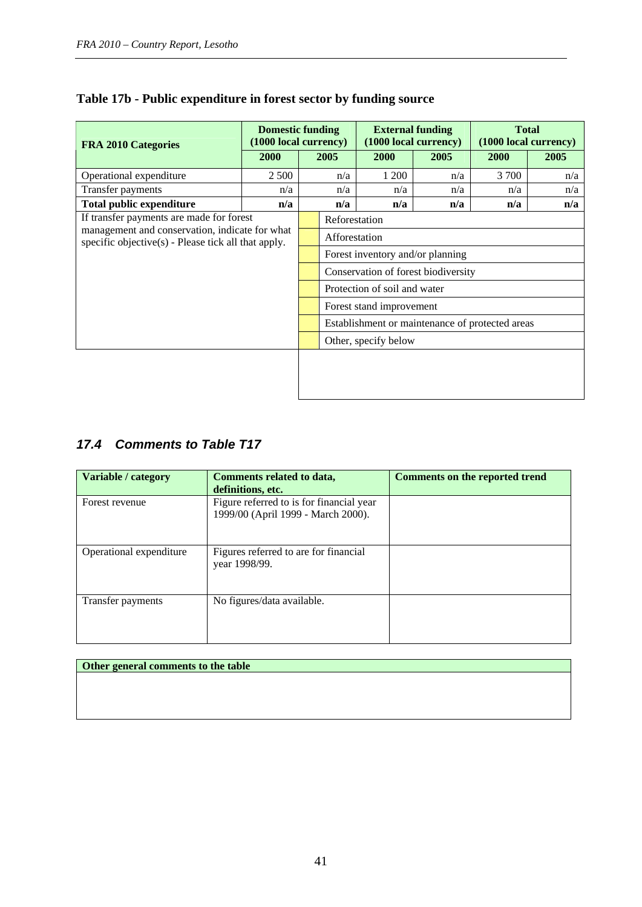### Table 17b - Public expenditure in forest sector by funding source

| FRA 2010 Categories | Domestic funding (1000 local currency) | | External funding (1000 local currency) | | Total (1000 local currency) | |
|---|---|---|---|---|---|---|
| | 2000 | 2005 | 2000 | 2005 | 2000 | 2005 |
| Operational expenditure | 2 500 | n/a | 1 200 | n/a | 3 700 | n/a |
| Transfer payments | n/a | n/a | n/a | n/a | n/a | n/a |
| **Total public expenditure** | **n/a** | **n/a** | **n/a** | **n/a** | **n/a** | **n/a** |

If transfer payments are made for forest management and conservation, indicate for what specific objective(s) - Please tick all that apply.

| | |
|---|---|
| | Reforestation |
| | Afforestation |
| | Forest inventory and/or planning |
| | Conservation of forest biodiversity |
| | Protection of soil and water |
| | Forest stand improvement |
| | Establishment or maintenance of protected areas |
| | Other, specify below |

## *17.4 Comments to Table T17*

| Variable / category | Comments related to data, definitions, etc. | Comments on the reported trend |
|---|---|---|
| Forest revenue | Figure referred to is for financial year 1999/00 (April 1999 - March 2000). | |
| Operational expenditure | Figures referred to are for financial year 1998/99. | |
| Transfer payments | No figures/data available. | |

| Other general comments to the table |
|---|
| |